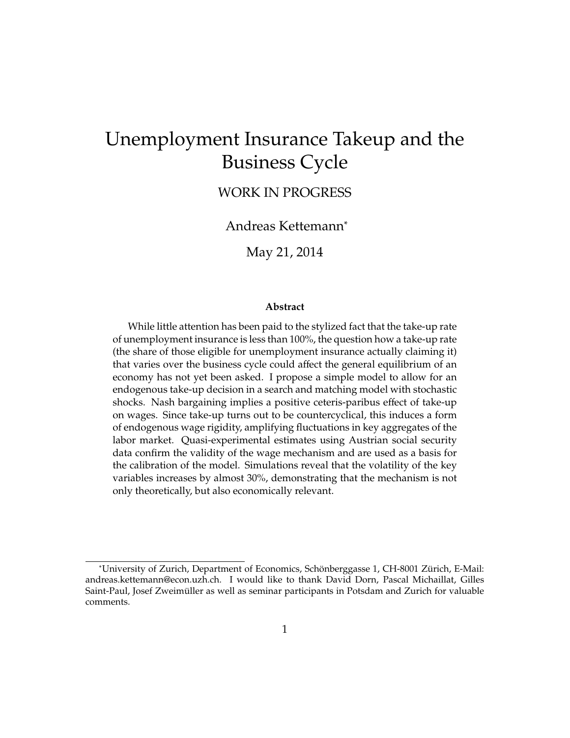# Unemployment Insurance Takeup and the Business Cycle

WORK IN PROGRESS

Andreas Kettemann*

May 21, 2014

### Abstract

While little attention has been paid to the stylized fact that the take-up rate of unemployment insurance is less than 100%, the question how a take-up rate (the share of those eligible for unemployment insurance actually claiming it) that varies over the business cycle could affect the general equilibrium of an economy has not yet been asked. I propose a simple model to allow for an endogenous take-up decision in a search and matching model with stochastic shocks. Nash bargaining implies a positive ceteris-paribus effect of take-up on wages. Since take-up turns out to be countercyclical, this induces a form of endogenous wage rigidity, amplifying fluctuations in key aggregates of the labor market. Quasi-experimental estimates using Austrian social security data confirm the validity of the wage mechanism and are used as a basis for the calibration of the model. Simulations reveal that the volatility of the key variables increases by almost 30%, demonstrating that the mechanism is not only theoretically, but also economically relevant.

---

*University of Zurich, Department of Economics, Schönberggasse 1, CH-8001 Zürich, E-Mail: andreas.kettemann@econ.uzh.ch. I would like to thank David Dorn, Pascal Michaillat, Gilles Saint-Paul, Josef Zweimüller as well as seminar participants in Potsdam and Zurich for valuable comments.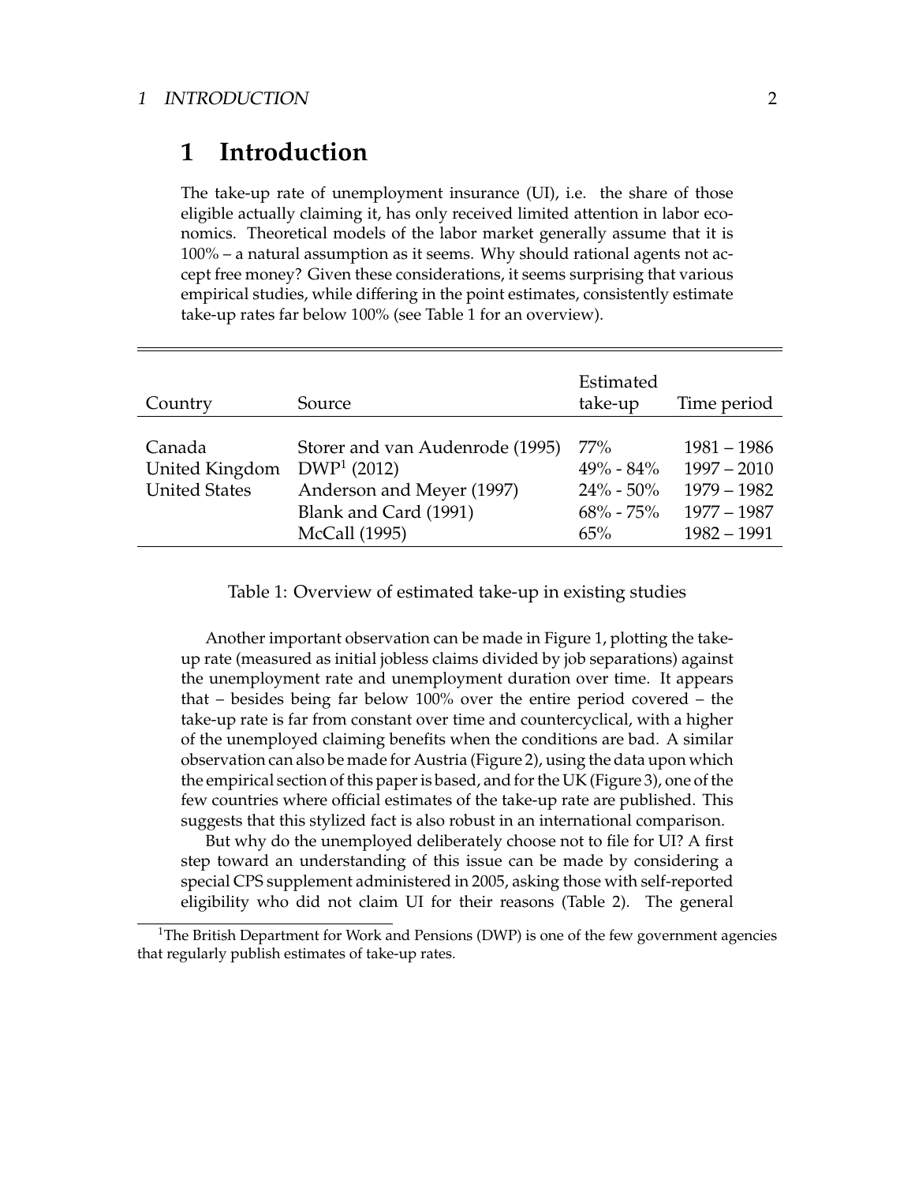# 1 Introduction

The take-up rate of unemployment insurance (UI), i.e. the share of those eligible actually claiming it, has only received limited attention in labor economics. Theoretical models of the labor market generally assume that it is 100% – a natural assumption as it seems. Why should rational agents not accept free money? Given these considerations, it seems surprising that various empirical studies, while differing in the point estimates, consistently estimate take-up rates far below 100% (see Table 1 for an overview).

| Country | Source | Estimated take-up | Time period |
|---|---|---|---|
| Canada | Storer and van Audenrode (1995) | 77% | 1981 – 1986 |
| United Kingdom | DWP[1] (2012) | 49% - 84% | 1997 – 2010 |
| United States | Anderson and Meyer (1997) | 24% - 50% | 1979 – 1982 |
| | Blank and Card (1991) | 68% - 75% | 1977 – 1987 |
| | McCall (1995) | 65% | 1982 – 1991 |

Table 1: Overview of estimated take-up in existing studies

Another important observation can be made in Figure 1, plotting the take-up rate (measured as initial jobless claims divided by job separations) against the unemployment rate and unemployment duration over time. It appears that – besides being far below 100% over the entire period covered – the take-up rate is far from constant over time and countercyclical, with a higher of the unemployed claiming benefits when the conditions are bad. A similar observation can also be made for Austria (Figure 2), using the data upon which the empirical section of this paper is based, and for the UK (Figure 3), one of the few countries where official estimates of the take-up rate are published. This suggests that this stylized fact is also robust in an international comparison.

But why do the unemployed deliberately choose not to file for UI? A first step toward an understanding of this issue can be made by considering a special CPS supplement administered in 2005, asking those with self-reported eligibility who did not claim UI for their reasons (Table 2). The general

[1] The British Department for Work and Pensions (DWP) is one of the few government agencies that regularly publish estimates of take-up rates.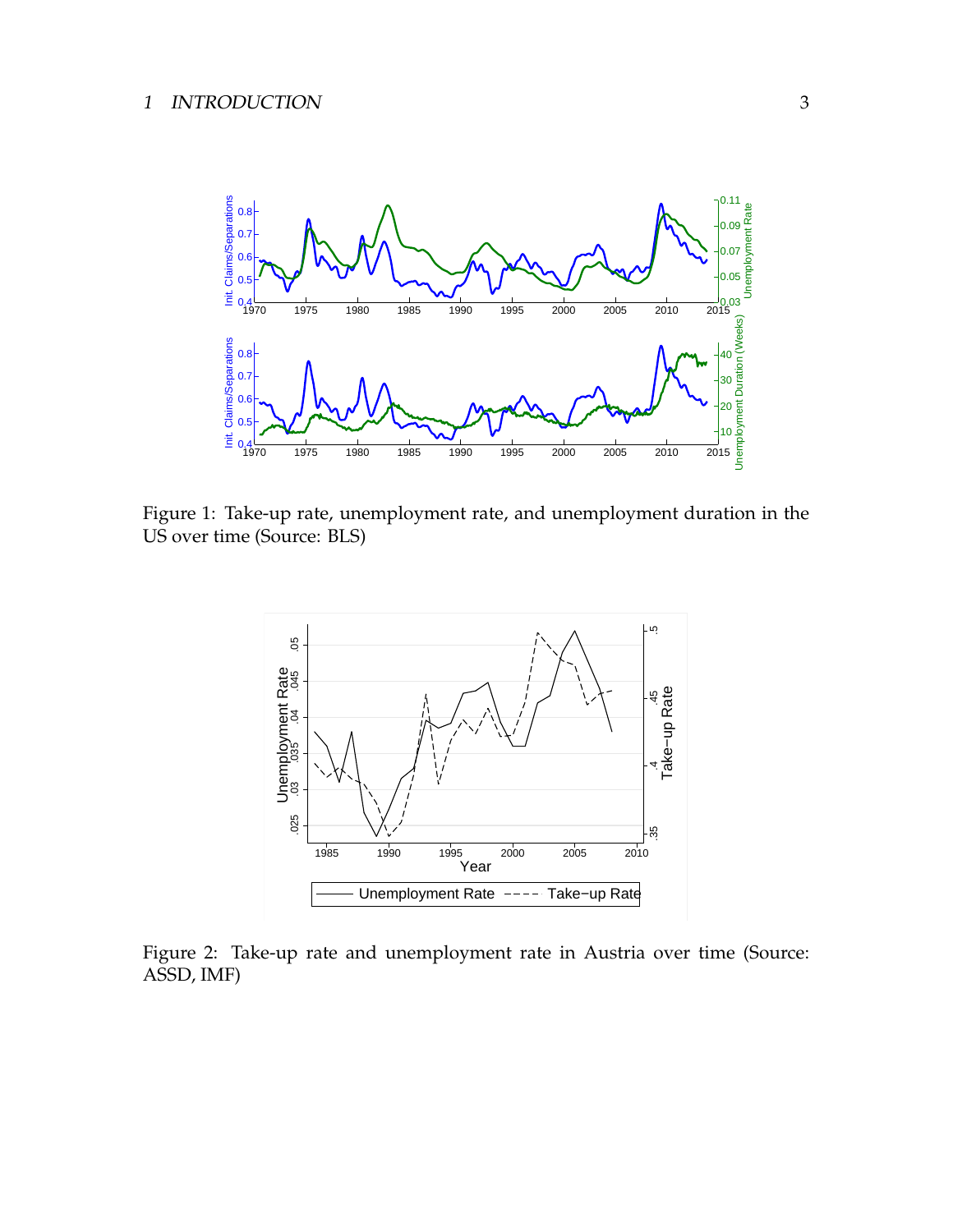Figure 1: Take-up rate, unemployment rate, and unemployment duration in the US over time (Source: BLS)

Figure 2: Take-up rate and unemployment rate in Austria over time (Source: ASSD, IMF)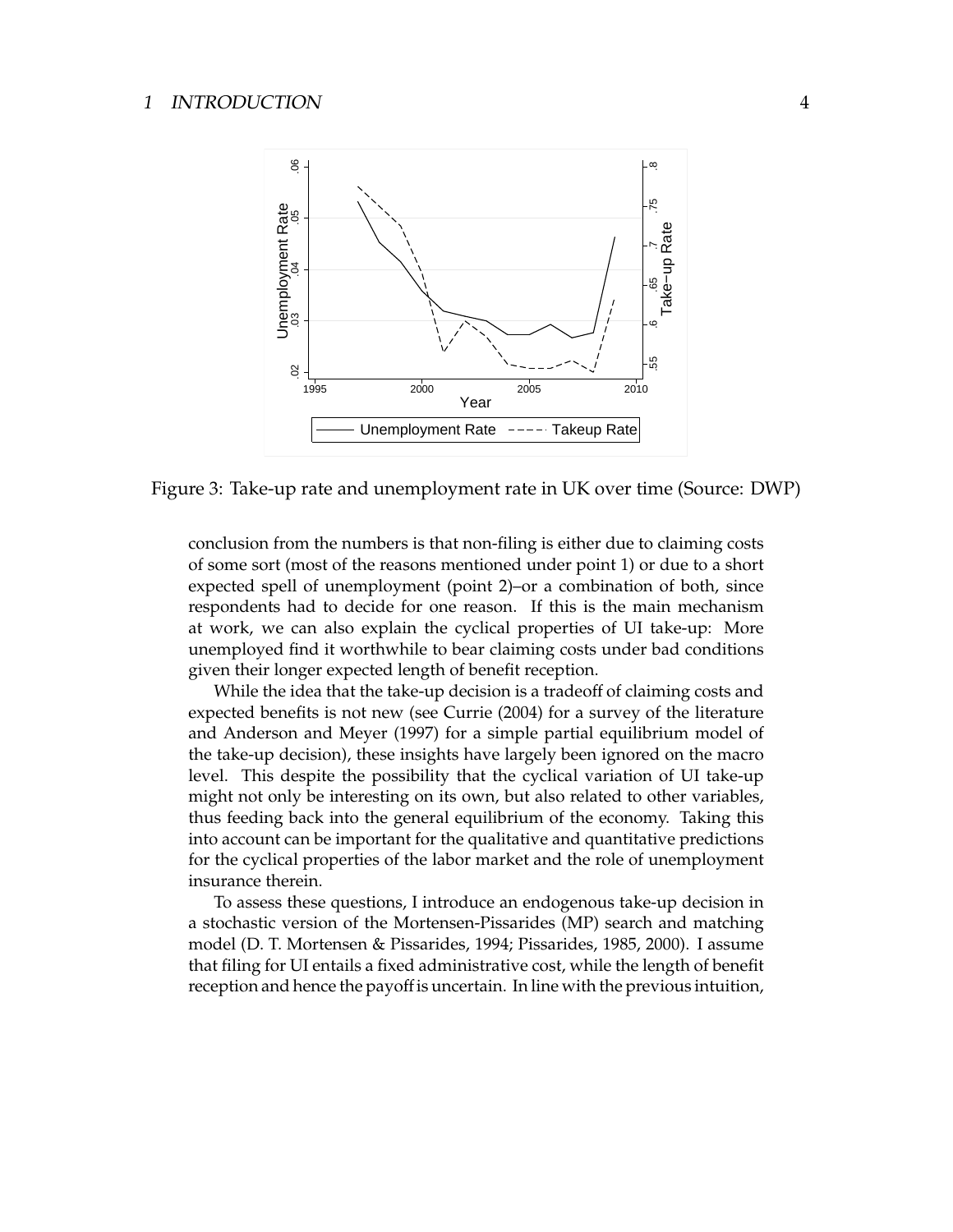Figure 3: Take-up rate and unemployment rate in UK over time (Source: DWP)

conclusion from the numbers is that non-filing is either due to claiming costs of some sort (most of the reasons mentioned under point 1) or due to a short expected spell of unemployment (point 2)–or a combination of both, since respondents had to decide for one reason. If this is the main mechanism at work, we can also explain the cyclical properties of UI take-up: More unemployed find it worthwhile to bear claiming costs under bad conditions given their longer expected length of benefit reception.

While the idea that the take-up decision is a tradeoff of claiming costs and expected benefits is not new (see Currie (2004) for a survey of the literature and Anderson and Meyer (1997) for a simple partial equilibrium model of the take-up decision), these insights have largely been ignored on the macro level. This despite the possibility that the cyclical variation of UI take-up might not only be interesting on its own, but also related to other variables, thus feeding back into the general equilibrium of the economy. Taking this into account can be important for the qualitative and quantitative predictions for the cyclical properties of the labor market and the role of unemployment insurance therein.

To assess these questions, I introduce an endogenous take-up decision in a stochastic version of the Mortensen-Pissarides (MP) search and matching model (D. T. Mortensen & Pissarides, 1994; Pissarides, 1985, 2000). I assume that filing for UI entails a fixed administrative cost, while the length of benefit reception and hence the payoff is uncertain. In line with the previous intuition,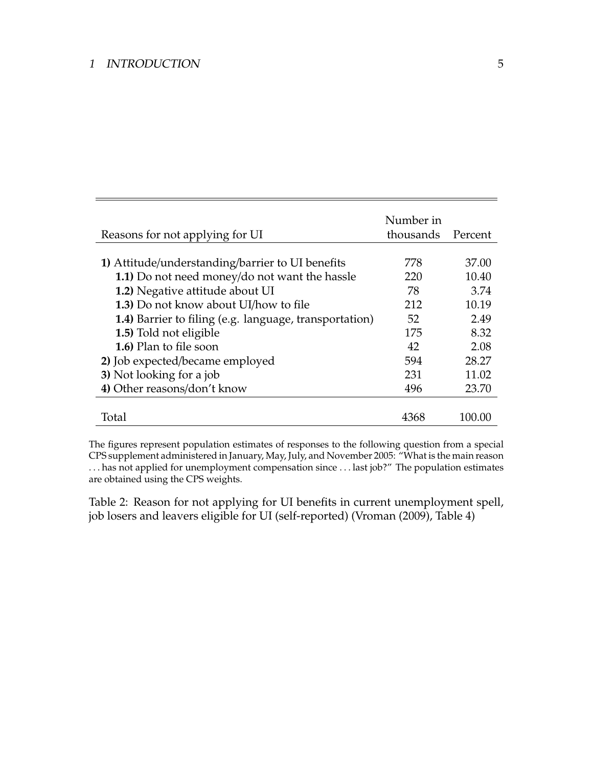| Reasons for not applying for UI | Number in thousands | Percent |
|---|---|---|
| **1)** Attitude/understanding/barrier to UI benefits | 778 | 37.00 |
| **1.1)** Do not need money/do not want the hassle | 220 | 10.40 |
| **1.2)** Negative attitude about UI | 78 | 3.74 |
| **1.3)** Do not know about UI/how to file | 212 | 10.19 |
| **1.4)** Barrier to filing (e.g. language, transportation) | 52 | 2.49 |
| **1.5)** Told not eligible | 175 | 8.32 |
| **1.6)** Plan to file soon | 42 | 2.08 |
| **2)** Job expected/became employed | 594 | 28.27 |
| **3)** Not looking for a job | 231 | 11.02 |
| **4)** Other reasons/don't know | 496 | 23.70 |
| Total | 4368 | 100.00 |

The figures represent population estimates of responses to the following question from a special CPS supplement administered in January, May, July, and November 2005: "What is the main reason . . . has not applied for unemployment compensation since . . . last job?" The population estimates are obtained using the CPS weights.

Table 2: Reason for not applying for UI benefits in current unemployment spell, job losers and leavers eligible for UI (self-reported) (Vroman (2009), Table 4)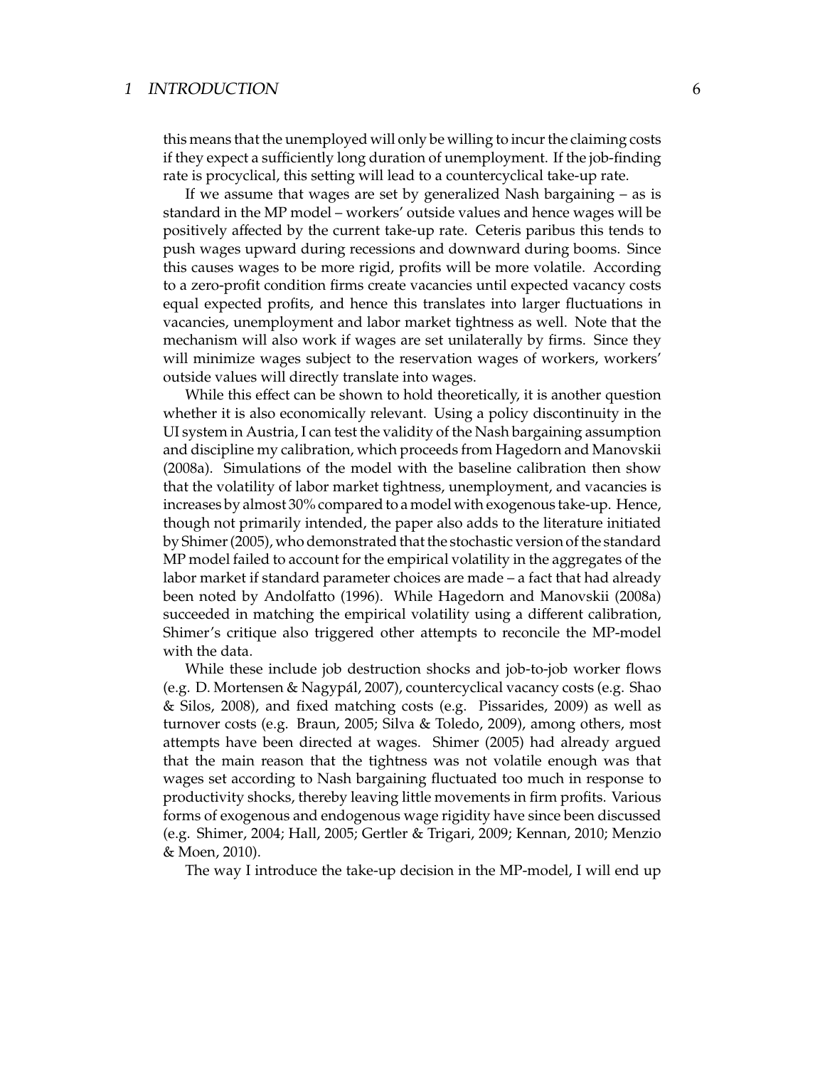this means that the unemployed will only be willing to incur the claiming costs if they expect a sufficiently long duration of unemployment. If the job-finding rate is procyclical, this setting will lead to a countercyclical take-up rate.

If we assume that wages are set by generalized Nash bargaining – as is standard in the MP model – workers' outside values and hence wages will be positively affected by the current take-up rate. Ceteris paribus this tends to push wages upward during recessions and downward during booms. Since this causes wages to be more rigid, profits will be more volatile. According to a zero-profit condition firms create vacancies until expected vacancy costs equal expected profits, and hence this translates into larger fluctuations in vacancies, unemployment and labor market tightness as well. Note that the mechanism will also work if wages are set unilaterally by firms. Since they will minimize wages subject to the reservation wages of workers, workers' outside values will directly translate into wages.

While this effect can be shown to hold theoretically, it is another question whether it is also economically relevant. Using a policy discontinuity in the UI system in Austria, I can test the validity of the Nash bargaining assumption and discipline my calibration, which proceeds from Hagedorn and Manovskii (2008a). Simulations of the model with the baseline calibration then show that the volatility of labor market tightness, unemployment, and vacancies is increases by almost 30% compared to a model with exogenous take-up. Hence, though not primarily intended, the paper also adds to the literature initiated by Shimer (2005), who demonstrated that the stochastic version of the standard MP model failed to account for the empirical volatility in the aggregates of the labor market if standard parameter choices are made – a fact that had already been noted by Andolfatto (1996). While Hagedorn and Manovskii (2008a) succeeded in matching the empirical volatility using a different calibration, Shimer's critique also triggered other attempts to reconcile the MP-model with the data.

While these include job destruction shocks and job-to-job worker flows (e.g. D. Mortensen & Nagypál, 2007), countercyclical vacancy costs (e.g. Shao & Silos, 2008), and fixed matching costs (e.g. Pissarides, 2009) as well as turnover costs (e.g. Braun, 2005; Silva & Toledo, 2009), among others, most attempts have been directed at wages. Shimer (2005) had already argued that the main reason that the tightness was not volatile enough was that wages set according to Nash bargaining fluctuated too much in response to productivity shocks, thereby leaving little movements in firm profits. Various forms of exogenous and endogenous wage rigidity have since been discussed (e.g. Shimer, 2004; Hall, 2005; Gertler & Trigari, 2009; Kennan, 2010; Menzio & Moen, 2010).

The way I introduce the take-up decision in the MP-model, I will end up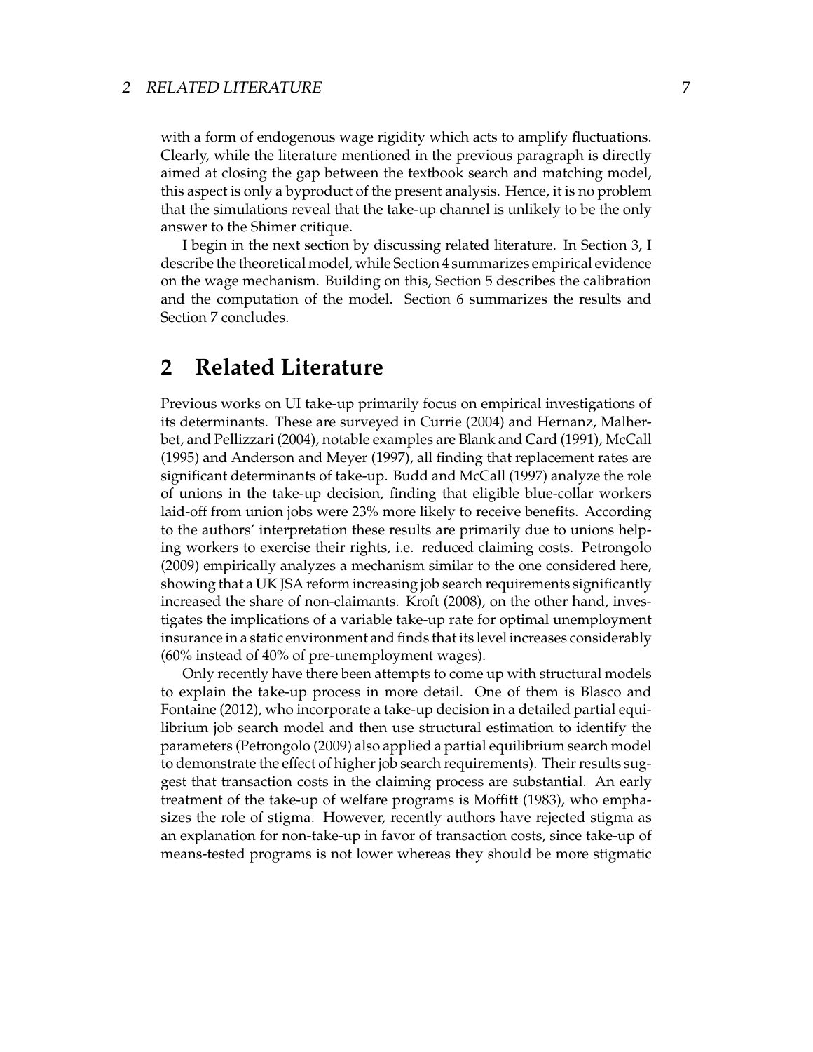with a form of endogenous wage rigidity which acts to amplify fluctuations. Clearly, while the literature mentioned in the previous paragraph is directly aimed at closing the gap between the textbook search and matching model, this aspect is only a byproduct of the present analysis. Hence, it is no problem that the simulations reveal that the take-up channel is unlikely to be the only answer to the Shimer critique.

I begin in the next section by discussing related literature. In Section 3, I describe the theoretical model, while Section 4 summarizes empirical evidence on the wage mechanism. Building on this, Section 5 describes the calibration and the computation of the model. Section 6 summarizes the results and Section 7 concludes.

# 2 Related Literature

Previous works on UI take-up primarily focus on empirical investigations of its determinants. These are surveyed in Currie (2004) and Hernanz, Malherbet, and Pellizzari (2004), notable examples are Blank and Card (1991), McCall (1995) and Anderson and Meyer (1997), all finding that replacement rates are significant determinants of take-up. Budd and McCall (1997) analyze the role of unions in the take-up decision, finding that eligible blue-collar workers laid-off from union jobs were 23% more likely to receive benefits. According to the authors' interpretation these results are primarily due to unions helping workers to exercise their rights, i.e. reduced claiming costs. Petrongolo (2009) empirically analyzes a mechanism similar to the one considered here, showing that a UK JSA reform increasing job search requirements significantly increased the share of non-claimants. Kroft (2008), on the other hand, investigates the implications of a variable take-up rate for optimal unemployment insurance in a static environment and finds that its level increases considerably (60% instead of 40% of pre-unemployment wages).

Only recently have there been attempts to come up with structural models to explain the take-up process in more detail. One of them is Blasco and Fontaine (2012), who incorporate a take-up decision in a detailed partial equilibrium job search model and then use structural estimation to identify the parameters (Petrongolo (2009) also applied a partial equilibrium search model to demonstrate the effect of higher job search requirements). Their results suggest that transaction costs in the claiming process are substantial. An early treatment of the take-up of welfare programs is Moffitt (1983), who emphasizes the role of stigma. However, recently authors have rejected stigma as an explanation for non-take-up in favor of transaction costs, since take-up of means-tested programs is not lower whereas they should be more stigmatic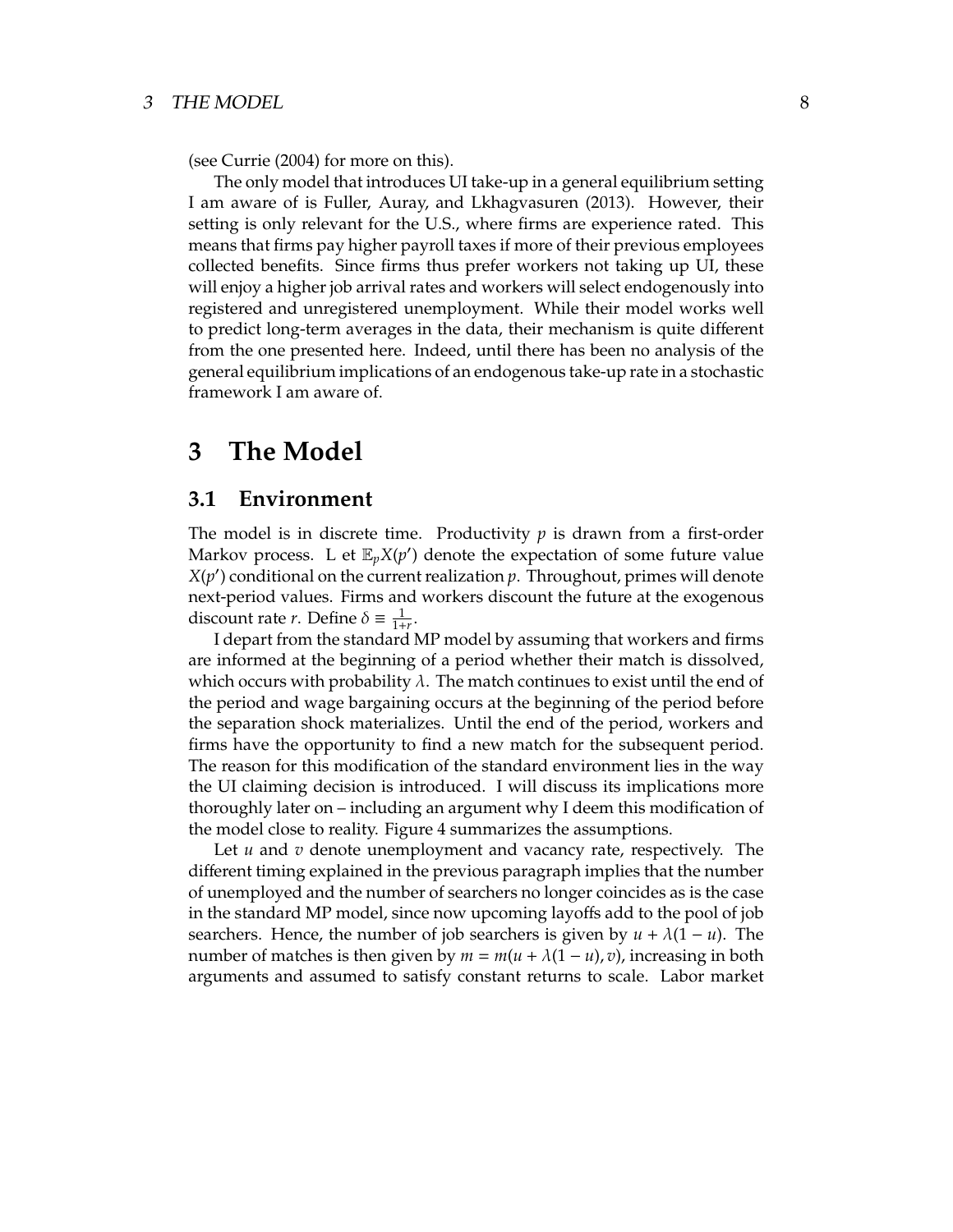(see Currie (2004) for more on this).

The only model that introduces UI take-up in a general equilibrium setting I am aware of is Fuller, Auray, and Lkhagvasuren (2013). However, their setting is only relevant for the U.S., where firms are experience rated. This means that firms pay higher payroll taxes if more of their previous employees collected benefits. Since firms thus prefer workers not taking up UI, these will enjoy a higher job arrival rates and workers will select endogenously into registered and unregistered unemployment. While their model works well to predict long-term averages in the data, their mechanism is quite different from the one presented here. Indeed, until there has been no analysis of the general equilibrium implications of an endogenous take-up rate in a stochastic framework I am aware of.

# 3 The Model

## 3.1 Environment

The model is in discrete time. Productivity $p$ is drawn from a first-order Markov process. L et $\mathbb{E}_p X(p')$ denote the expectation of some future value $X(p')$ conditional on the current realization $p$. Throughout, primes will denote next-period values. Firms and workers discount the future at the exogenous discount rate $r$. Define $\delta \equiv \frac{1}{1+r}$.

I depart from the standard MP model by assuming that workers and firms are informed at the beginning of a period whether their match is dissolved, which occurs with probability $\lambda$. The match continues to exist until the end of the period and wage bargaining occurs at the beginning of the period before the separation shock materializes. Until the end of the period, workers and firms have the opportunity to find a new match for the subsequent period. The reason for this modification of the standard environment lies in the way the UI claiming decision is introduced. I will discuss its implications more thoroughly later on – including an argument why I deem this modification of the model close to reality. Figure 4 summarizes the assumptions.

Let $u$ and $v$ denote unemployment and vacancy rate, respectively. The different timing explained in the previous paragraph implies that the number of unemployed and the number of searchers no longer coincides as is the case in the standard MP model, since now upcoming layoffs add to the pool of job searchers. Hence, the number of job searchers is given by $u + \lambda(1 - u)$. The number of matches is then given by $m = m(u + \lambda(1 - u), v)$, increasing in both arguments and assumed to satisfy constant returns to scale. Labor market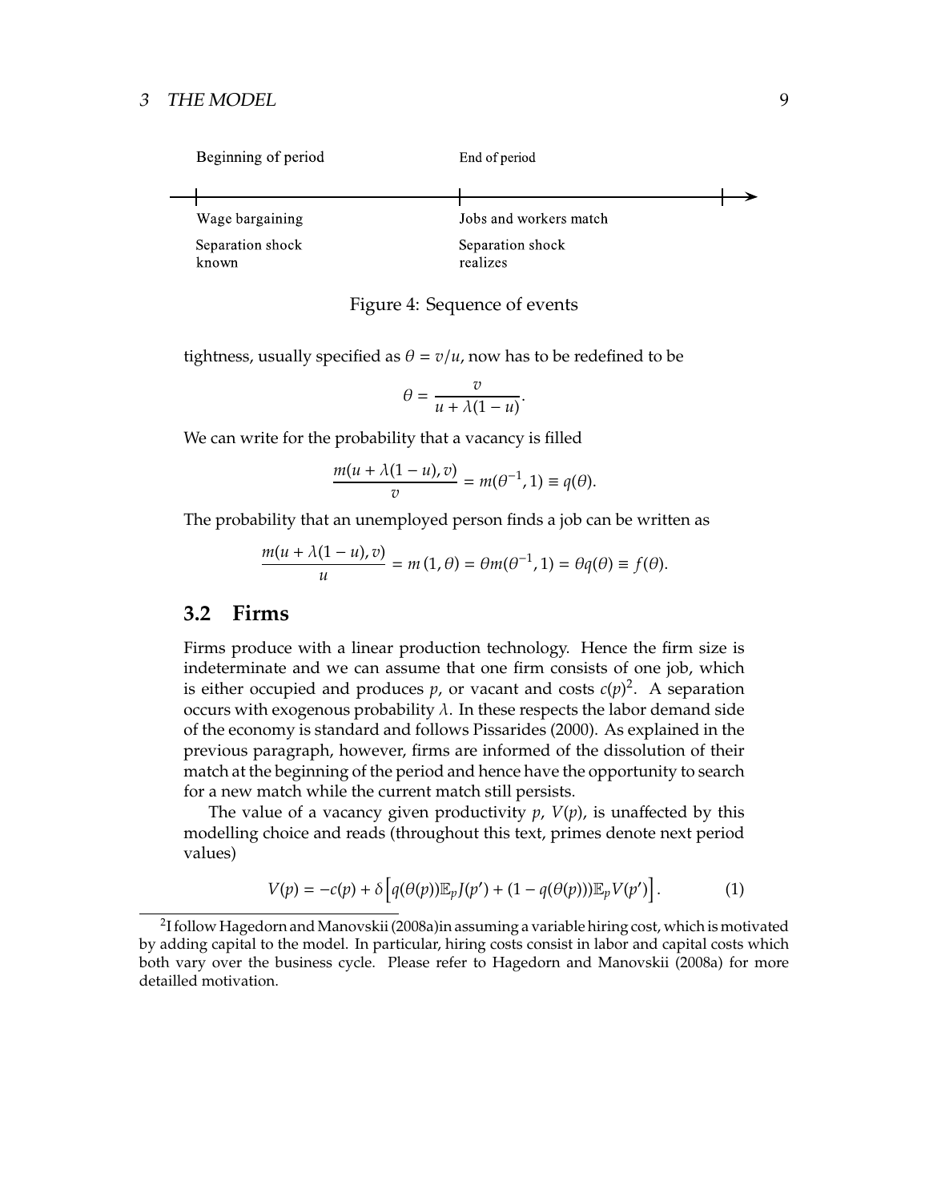Beginning of period | End of period

Wage bargaining | Jobs and workers match

Separation shock known | Separation shock realizes

Figure 4: Sequence of events

tightness, usually specified as $\theta = v/u$, now has to be redefined to be

$$\theta = \frac{v}{u + \lambda(1-u)}.$$

We can write for the probability that a vacancy is filled

$$\frac{m(u + \lambda(1-u), v)}{v} = m(\theta^{-1}, 1) \equiv q(\theta).$$

The probability that an unemployed person finds a job can be written as

$$\frac{m(u + \lambda(1-u), v)}{u} = m(1, \theta) = \theta m(\theta^{-1}, 1) = \theta q(\theta) \equiv f(\theta).$$

## 3.2 Firms

Firms produce with a linear production technology. Hence the firm size is indeterminate and we can assume that one firm consists of one job, which is either occupied and produces $p$, or vacant and costs $c(p)$[2]. A separation occurs with exogenous probability $\lambda$. In these respects the labor demand side of the economy is standard and follows Pissarides (2000). As explained in the previous paragraph, however, firms are informed of the dissolution of their match at the beginning of the period and hence have the opportunity to search for a new match while the current match still persists.

The value of a vacancy given productivity $p$, $V(p)$, is unaffected by this modelling choice and reads (throughout this text, primes denote next period values)

$$V(p) = -c(p) + \delta\left[q(\theta(p))\mathbb{E}_p J(p') + (1 - q(\theta(p)))\mathbb{E}_p V(p')\right]. \tag{1}$$

[2] I follow Hagedorn and Manovskii (2008a)in assuming a variable hiring cost, which is motivated by adding capital to the model. In particular, hiring costs consist in labor and capital costs which both vary over the business cycle. Please refer to Hagedorn and Manovskii (2008a) for more detailled motivation.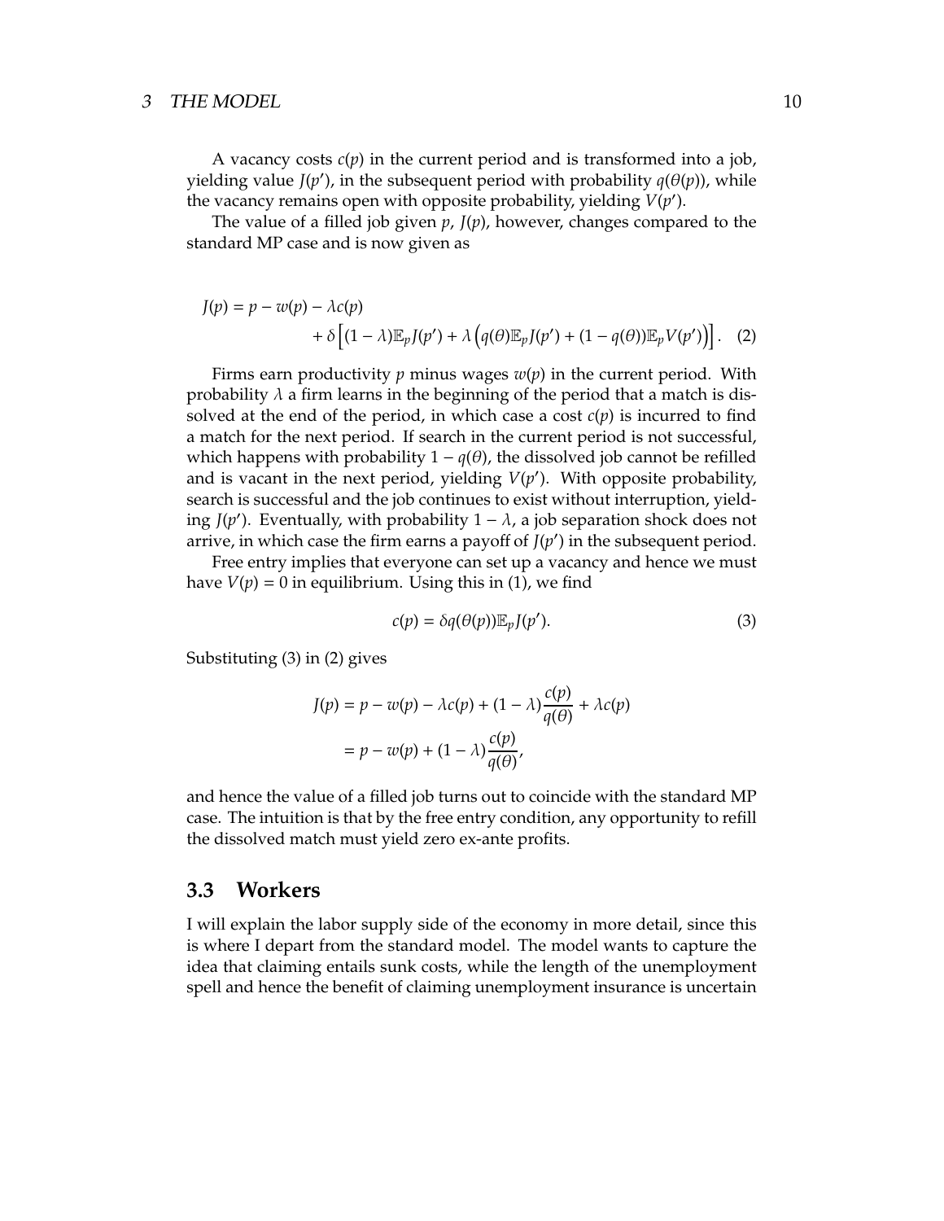A vacancy costs $c(p)$ in the current period and is transformed into a job, yielding value $J(p')$, in the subsequent period with probability $q(\theta(p))$, while the vacancy remains open with opposite probability, yielding $V(p')$.

The value of a filled job given $p$, $J(p)$, however, changes compared to the standard MP case and is now given as

$$J(p) = p - w(p) - \lambda c(p) + \delta \left[ (1-\lambda)\mathbb{E}_p J(p') + \lambda \left( q(\theta)\mathbb{E}_p J(p') + (1-q(\theta))\mathbb{E}_p V(p') \right) \right]. \quad (2)$$

Firms earn productivity $p$ minus wages $w(p)$ in the current period. With probability $\lambda$ a firm learns in the beginning of the period that a match is dissolved at the end of the period, in which case a cost $c(p)$ is incurred to find a match for the next period. If search in the current period is not successful, which happens with probability $1 - q(\theta)$, the dissolved job cannot be refilled and is vacant in the next period, yielding $V(p')$. With opposite probability, search is successful and the job continues to exist without interruption, yielding $J(p')$. Eventually, with probability $1 - \lambda$, a job separation shock does not arrive, in which case the firm earns a payoff of $J(p')$ in the subsequent period.

Free entry implies that everyone can set up a vacancy and hence we must have $V(p) = 0$ in equilibrium. Using this in (1), we find

$$c(p) = \delta q(\theta(p))\mathbb{E}_p J(p'). \quad (3)$$

Substituting (3) in (2) gives

$$\begin{aligned} J(p) &= p - w(p) - \lambda c(p) + (1-\lambda)\frac{c(p)}{q(\theta)} + \lambda c(p) \\ &= p - w(p) + (1-\lambda)\frac{c(p)}{q(\theta)}, \end{aligned}$$

and hence the value of a filled job turns out to coincide with the standard MP case. The intuition is that by the free entry condition, any opportunity to refill the dissolved match must yield zero ex-ante profits.

## 3.3 Workers

I will explain the labor supply side of the economy in more detail, since this is where I depart from the standard model. The model wants to capture the idea that claiming entails sunk costs, while the length of the unemployment spell and hence the benefit of claiming unemployment insurance is uncertain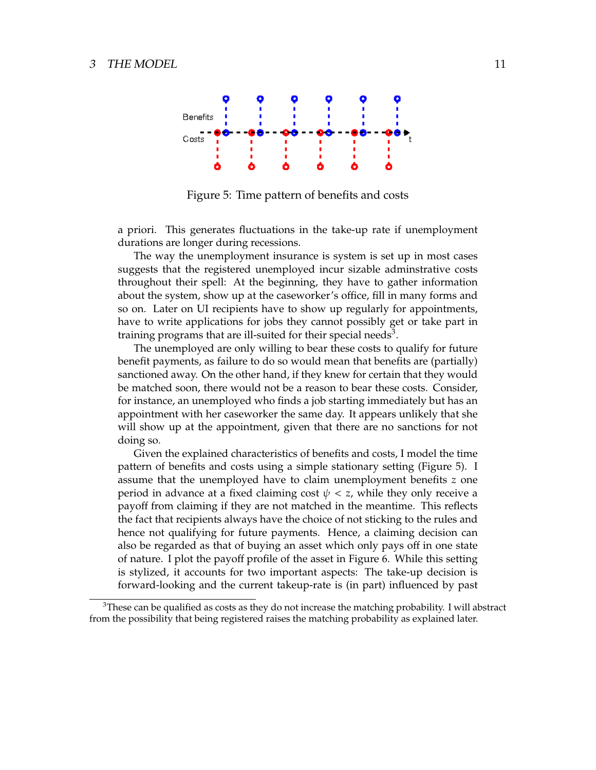Figure 5: Time pattern of benefits and costs

a priori. This generates fluctuations in the take-up rate if unemployment durations are longer during recessions.

The way the unemployment insurance is system is set up in most cases suggests that the registered unemployed incur sizable adminstrative costs throughout their spell: At the beginning, they have to gather information about the system, show up at the caseworker's office, fill in many forms and so on. Later on UI recipients have to show up regularly for appointments, have to write applications for jobs they cannot possibly get or take part in training programs that are ill-suited for their special needs[3].

The unemployed are only willing to bear these costs to qualify for future benefit payments, as failure to do so would mean that benefits are (partially) sanctioned away. On the other hand, if they knew for certain that they would be matched soon, there would not be a reason to bear these costs. Consider, for instance, an unemployed who finds a job starting immediately but has an appointment with her caseworker the same day. It appears unlikely that she will show up at the appointment, given that there are no sanctions for not doing so.

Given the explained characteristics of benefits and costs, I model the time pattern of benefits and costs using a simple stationary setting (Figure 5). I assume that the unemployed have to claim unemployment benefits $z$ one period in advance at a fixed claiming cost $\psi < z$, while they only receive a payoff from claiming if they are not matched in the meantime. This reflects the fact that recipients always have the choice of not sticking to the rules and hence not qualifying for future payments. Hence, a claiming decision can also be regarded as that of buying an asset which only pays off in one state of nature. I plot the payoff profile of the asset in Figure 6. While this setting is stylized, it accounts for two important aspects: The take-up decision is forward-looking and the current takeup-rate is (in part) influenced by past

[3]These can be qualified as costs as they do not increase the matching probability. I will abstract from the possibility that being registered raises the matching probability as explained later.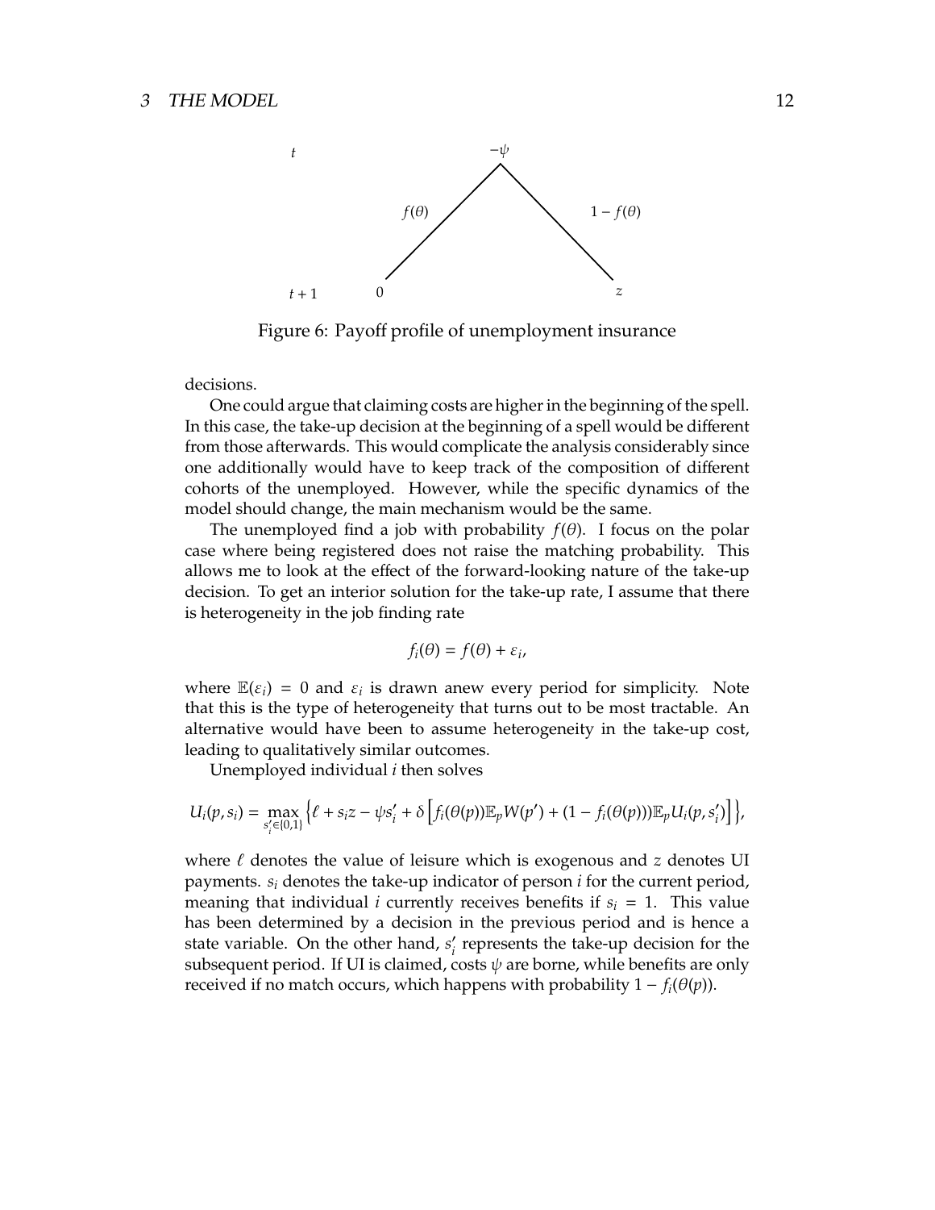Figure 6: Payoff profile of unemployment insurance

decisions.

One could argue that claiming costs are higher in the beginning of the spell. In this case, the take-up decision at the beginning of a spell would be different from those afterwards. This would complicate the analysis considerably since one additionally would have to keep track of the composition of different cohorts of the unemployed. However, while the specific dynamics of the model should change, the main mechanism would be the same.

The unemployed find a job with probability $f(\theta)$. I focus on the polar case where being registered does not raise the matching probability. This allows me to look at the effect of the forward-looking nature of the take-up decision. To get an interior solution for the take-up rate, I assume that there is heterogeneity in the job finding rate

$$f_i(\theta) = f(\theta) + \varepsilon_i,$$

where $\mathbb{E}(\varepsilon_i) = 0$ and $\varepsilon_i$ is drawn anew every period for simplicity. Note that this is the type of heterogeneity that turns out to be most tractable. An alternative would have been to assume heterogeneity in the take-up cost, leading to qualitatively similar outcomes.

Unemployed individual $i$ then solves

$$U_i(p, s_i) = \max_{s_i' \in \{0,1\}} \left\{ \ell + s_i z - \psi s_i' + \delta \left[ f_i(\theta(p)) \mathbb{E}_p W(p') + (1 - f_i(\theta(p))) \mathbb{E}_p U_i(p, s_i') \right] \right\},$$

where $\ell$ denotes the value of leisure which is exogenous and $z$ denotes UI payments. $s_i$ denotes the take-up indicator of person $i$ for the current period, meaning that individual $i$ currently receives benefits if $s_i = 1$. This value has been determined by a decision in the previous period and is hence a state variable. On the other hand, $s_i'$ represents the take-up decision for the subsequent period. If UI is claimed, costs $\psi$ are borne, while benefits are only received if no match occurs, which happens with probability $1 - f_i(\theta(p))$.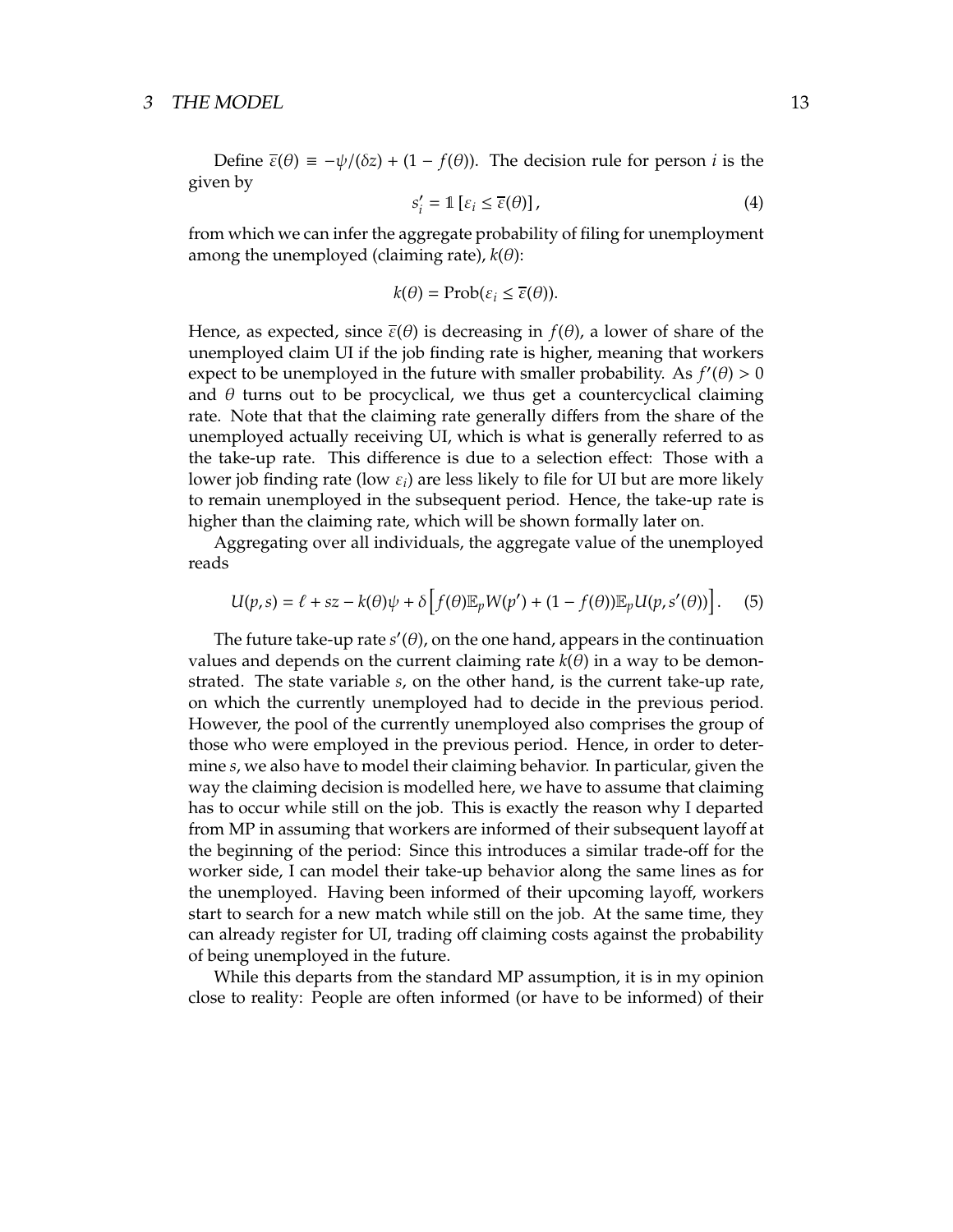Define $\overline{\varepsilon}(\theta) \equiv -\psi/(\delta z) + (1 - f(\theta))$. The decision rule for person $i$ is the given by

$$s'_i = \mathbb{1}\left[\varepsilon_i \leq \overline{\varepsilon}(\theta)\right], \tag{4}$$

from which we can infer the aggregate probability of filing for unemployment among the unemployed (claiming rate), $k(\theta)$:

$$k(\theta) = \text{Prob}(\varepsilon_i \leq \overline{\varepsilon}(\theta)).$$

Hence, as expected, since $\overline{\varepsilon}(\theta)$ is decreasing in $f(\theta)$, a lower of share of the unemployed claim UI if the job finding rate is higher, meaning that workers expect to be unemployed in the future with smaller probability. As $f'(\theta) > 0$ and $\theta$ turns out to be procyclical, we thus get a countercyclical claiming rate. Note that that the claiming rate generally differs from the share of the unemployed actually receiving UI, which is what is generally referred to as the take-up rate. This difference is due to a selection effect: Those with a lower job finding rate (low $\varepsilon_i$) are less likely to file for UI but are more likely to remain unemployed in the subsequent period. Hence, the take-up rate is higher than the claiming rate, which will be shown formally later on.

Aggregating over all individuals, the aggregate value of the unemployed reads

$$U(p,s) = \ell + sz - k(\theta)\psi + \delta\Big[f(\theta)\mathbb{E}_p W(p') + (1 - f(\theta))\mathbb{E}_p U(p, s'(\theta))\Big]. \tag{5}$$

The future take-up rate $s'(\theta)$, on the one hand, appears in the continuation values and depends on the current claiming rate $k(\theta)$ in a way to be demonstrated. The state variable $s$, on the other hand, is the current take-up rate, on which the currently unemployed had to decide in the previous period. However, the pool of the currently unemployed also comprises the group of those who were employed in the previous period. Hence, in order to determine $s$, we also have to model their claiming behavior. In particular, given the way the claiming decision is modelled here, we have to assume that claiming has to occur while still on the job. This is exactly the reason why I departed from MP in assuming that workers are informed of their subsequent layoff at the beginning of the period: Since this introduces a similar trade-off for the worker side, I can model their take-up behavior along the same lines as for the unemployed. Having been informed of their upcoming layoff, workers start to search for a new match while still on the job. At the same time, they can already register for UI, trading off claiming costs against the probability of being unemployed in the future.

While this departs from the standard MP assumption, it is in my opinion close to reality: People are often informed (or have to be informed) of their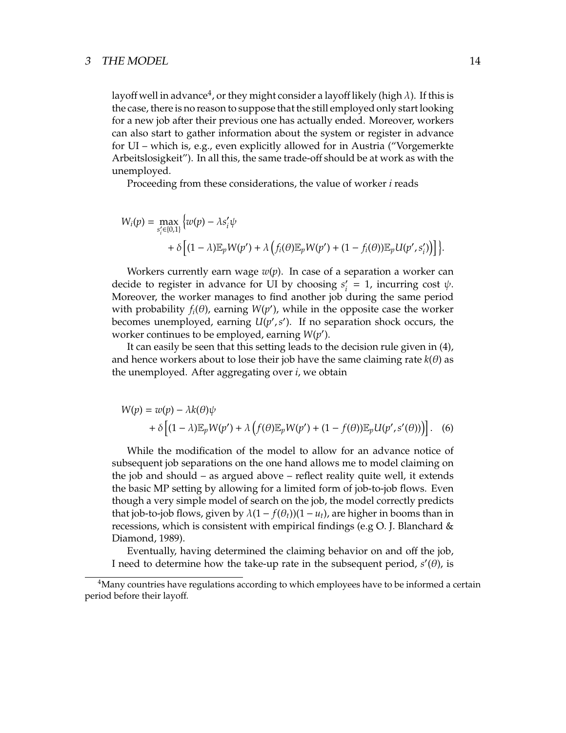layoff well in advance[4], or they might consider a layoff likely (high $\lambda$). If this is the case, there is no reason to suppose that the still employed only start looking for a new job after their previous one has actually ended. Moreover, workers can also start to gather information about the system or register in advance for UI – which is, e.g., even explicitly allowed for in Austria ("Vorgemerkte Arbeitslosigkeit"). In all this, the same trade-off should be at work as with the unemployed.

Proceeding from these considerations, the value of worker $i$ reads

$$
\begin{aligned}
W_i(p) = \max_{s_i' \in \{0,1\}} \Big\{ & w(p) - \lambda s_i' \psi \\
& + \delta \Big[ (1-\lambda)\mathbb{E}_p W(p') + \lambda \Big( f_i(\theta)\mathbb{E}_p W(p') + (1 - f_i(\theta))\mathbb{E}_p U(p', s_i') \Big) \Big] \Big\}.
\end{aligned}
$$

Workers currently earn wage $w(p)$. In case of a separation a worker can decide to register in advance for UI by choosing $s_i' = 1$, incurring cost $\psi$. Moreover, the worker manages to find another job during the same period with probability $f_i(\theta)$, earning $W(p')$, while in the opposite case the worker becomes unemployed, earning $U(p', s')$. If no separation shock occurs, the worker continues to be employed, earning $W(p')$.

It can easily be seen that this setting leads to the decision rule given in (4), and hence workers about to lose their job have the same claiming rate $k(\theta)$ as the unemployed. After aggregating over $i$, we obtain

$$
\begin{aligned}
W(p) = {} & w(p) - \lambda k(\theta)\psi \\
& + \delta \Big[ (1-\lambda)\mathbb{E}_p W(p') + \lambda \Big( f(\theta)\mathbb{E}_p W(p') + (1 - f(\theta))\mathbb{E}_p U(p', s'(\theta)) \Big) \Big]. \quad (6)
\end{aligned}
$$

While the modification of the model to allow for an advance notice of subsequent job separations on the one hand allows me to model claiming on the job and should – as argued above – reflect reality quite well, it extends the basic MP setting by allowing for a limited form of job-to-job flows. Even though a very simple model of search on the job, the model correctly predicts that job-to-job flows, given by $\lambda(1 - f(\theta_t))(1 - u_t)$, are higher in booms than in recessions, which is consistent with empirical findings (e.g O. J. Blanchard & Diamond, 1989).

Eventually, having determined the claiming behavior on and off the job, I need to determine how the take-up rate in the subsequent period, $s'(\theta)$, is

[4] Many countries have regulations according to which employees have to be informed a certain period before their layoff.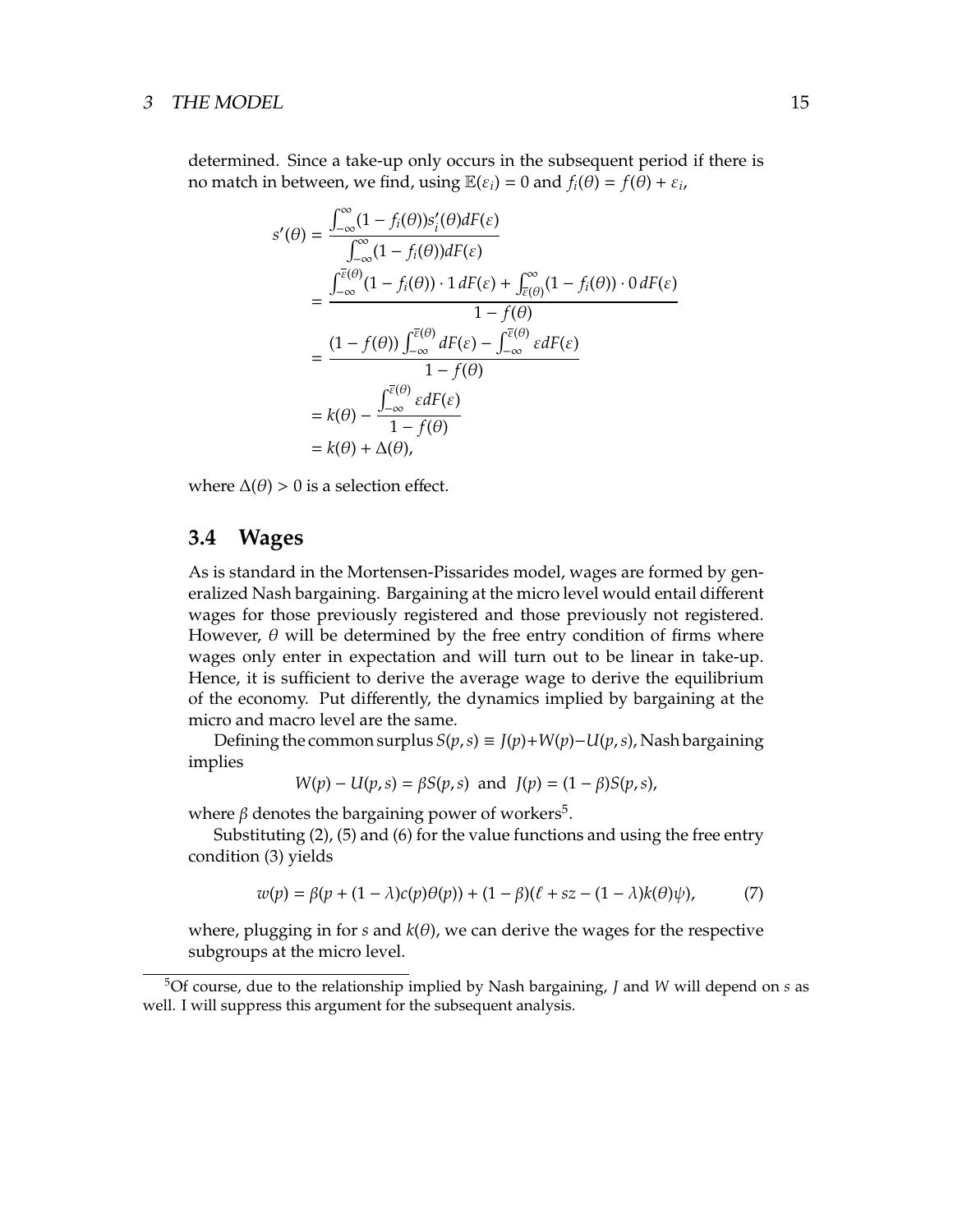determined. Since a take-up only occurs in the subsequent period if there is no match in between, we find, using $\mathbb{E}(\varepsilon_i) = 0$ and $f_i(\theta) = f(\theta) + \varepsilon_i$,

$$
\begin{aligned}
s'(\theta) &= \frac{\int_{-\infty}^{\infty}(1 - f_i(\theta))s_i'(\theta)dF(\varepsilon)}{\int_{-\infty}^{\infty}(1 - f_i(\theta))dF(\varepsilon)} \\
&= \frac{\int_{-\infty}^{\bar{\varepsilon}(\theta)}(1 - f_i(\theta)) \cdot 1\, dF(\varepsilon) + \int_{\bar{\varepsilon}(\theta)}^{\infty}(1 - f_i(\theta)) \cdot 0\, dF(\varepsilon)}{1 - f(\theta)} \\
&= \frac{(1 - f(\theta))\int_{-\infty}^{\bar{\varepsilon}(\theta)} dF(\varepsilon) - \int_{-\infty}^{\bar{\varepsilon}(\theta)} \varepsilon dF(\varepsilon)}{1 - f(\theta)} \\
&= k(\theta) - \frac{\int_{-\infty}^{\bar{\varepsilon}(\theta)} \varepsilon dF(\varepsilon)}{1 - f(\theta)} \\
&= k(\theta) + \Delta(\theta),
\end{aligned}
$$

where $\Delta(\theta) > 0$ is a selection effect.

## 3.4 Wages

As is standard in the Mortensen-Pissarides model, wages are formed by generalized Nash bargaining. Bargaining at the micro level would entail different wages for those previously registered and those previously not registered. However, $\theta$ will be determined by the free entry condition of firms where wages only enter in expectation and will turn out to be linear in take-up. Hence, it is sufficient to derive the average wage to derive the equilibrium of the economy. Put differently, the dynamics implied by bargaining at the micro and macro level are the same.

Defining the common surplus $S(p,s) \equiv J(p) + W(p) - U(p,s)$, Nash bargaining implies

$$
W(p) - U(p,s) = \beta S(p,s) \;\text{ and }\; J(p) = (1-\beta)S(p,s),
$$

where $\beta$ denotes the bargaining power of workers[5].

Substituting (2), (5) and (6) for the value functions and using the free entry condition (3) yields

$$
w(p) = \beta(p + (1-\lambda)c(p)\theta(p)) + (1-\beta)(\ell + sz - (1-\lambda)k(\theta)\psi), \tag{7}
$$

where, plugging in for $s$ and $k(\theta)$, we can derive the wages for the respective subgroups at the micro level.

[5] Of course, due to the relationship implied by Nash bargaining, $J$ and $W$ will depend on $s$ as well. I will suppress this argument for the subsequent analysis.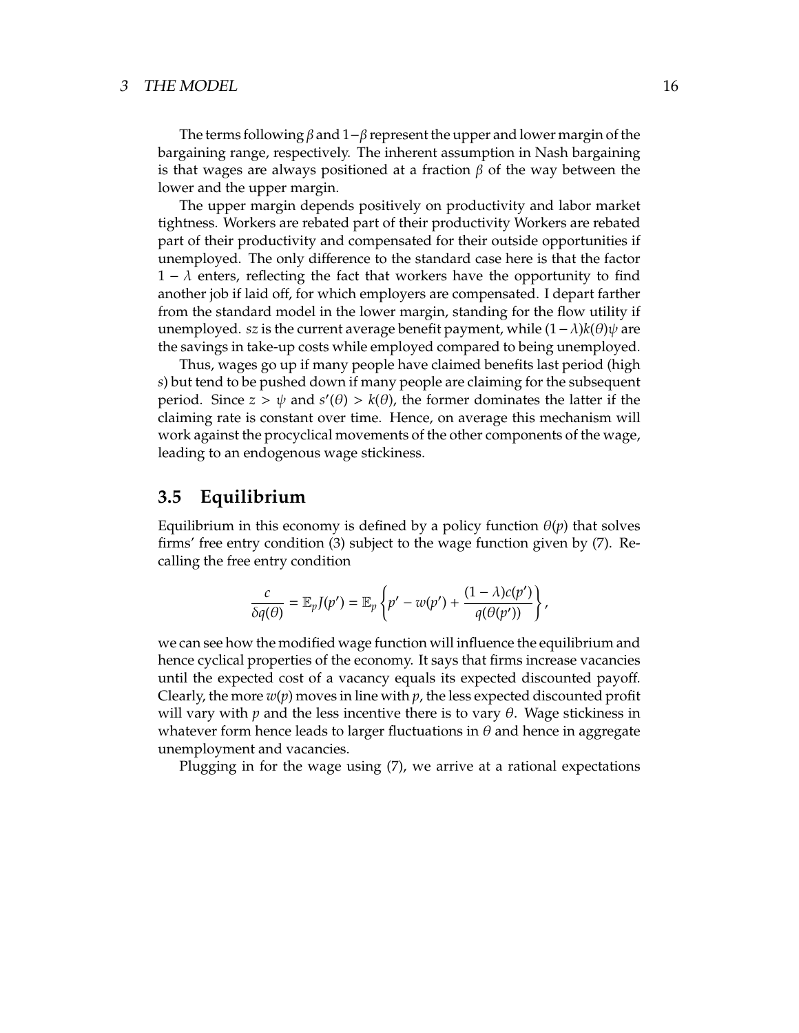The terms following $\beta$ and $1-\beta$ represent the upper and lower margin of the bargaining range, respectively. The inherent assumption in Nash bargaining is that wages are always positioned at a fraction $\beta$ of the way between the lower and the upper margin.

The upper margin depends positively on productivity and labor market tightness. Workers are rebated part of their productivity Workers are rebated part of their productivity and compensated for their outside opportunities if unemployed. The only difference to the standard case here is that the factor $1 - \lambda$ enters, reflecting the fact that workers have the opportunity to find another job if laid off, for which employers are compensated. I depart farther from the standard model in the lower margin, standing for the flow utility if unemployed. $sz$ is the current average benefit payment, while $(1-\lambda)k(\theta)\psi$ are the savings in take-up costs while employed compared to being unemployed.

Thus, wages go up if many people have claimed benefits last period (high $s$) but tend to be pushed down if many people are claiming for the subsequent period. Since $z > \psi$ and $s'(\theta) > k(\theta)$, the former dominates the latter if the claiming rate is constant over time. Hence, on average this mechanism will work against the procyclical movements of the other components of the wage, leading to an endogenous wage stickiness.

## 3.5 Equilibrium

Equilibrium in this economy is defined by a policy function $\theta(p)$ that solves firms' free entry condition (3) subject to the wage function given by (7). Recalling the free entry condition

$$\frac{c}{\delta q(\theta)} = \mathbb{E}_p J(p') = \mathbb{E}_p \left\{ p' - w(p') + \frac{(1-\lambda)c(p')}{q(\theta(p'))} \right\},$$

we can see how the modified wage function will influence the equilibrium and hence cyclical properties of the economy. It says that firms increase vacancies until the expected cost of a vacancy equals its expected discounted payoff. Clearly, the more $w(p)$ moves in line with $p$, the less expected discounted profit will vary with $p$ and the less incentive there is to vary $\theta$. Wage stickiness in whatever form hence leads to larger fluctuations in $\theta$ and hence in aggregate unemployment and vacancies.

Plugging in for the wage using (7), we arrive at a rational expectations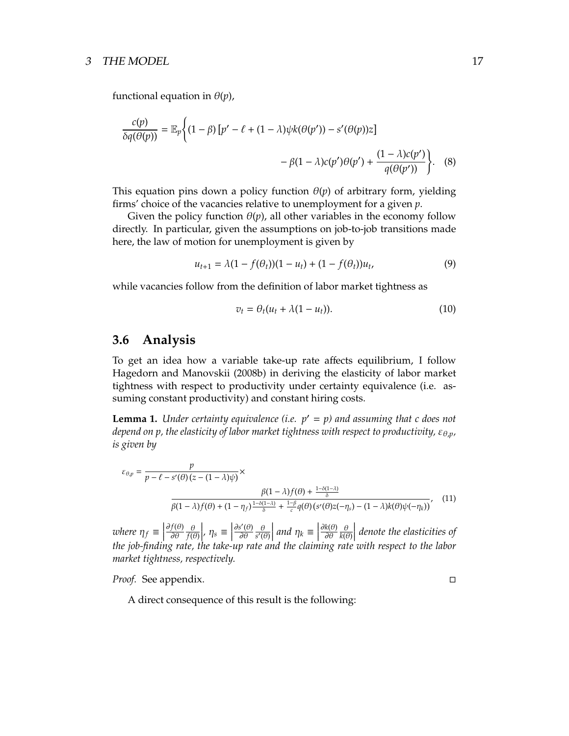functional equation in $\theta(p)$,

$$\frac{c(p)}{\delta q(\theta(p))} = \mathbb{E}_p \Bigg\{ (1-\beta)\left[p' - \ell + (1-\lambda)\psi k(\theta(p')) - s'(\theta(p))z\right] - \beta(1-\lambda)c(p')\theta(p') + \frac{(1-\lambda)c(p')}{q(\theta(p'))} \Bigg\}. \tag{8}$$

This equation pins down a policy function $\theta(p)$ of arbitrary form, yielding firms' choice of the vacancies relative to unemployment for a given $p$.

Given the policy function $\theta(p)$, all other variables in the economy follow directly. In particular, given the assumptions on job-to-job transitions made here, the law of motion for unemployment is given by

$$u_{t+1} = \lambda(1 - f(\theta_t))(1 - u_t) + (1 - f(\theta_t))u_t, \tag{9}$$

while vacancies follow from the definition of labor market tightness as

$$v_t = \theta_t(u_t + \lambda(1 - u_t)). \tag{10}$$

## 3.6 Analysis

To get an idea how a variable take-up rate affects equilibrium, I follow Hagedorn and Manovskii (2008b) in deriving the elasticity of labor market tightness with respect to productivity under certainty equivalence (i.e. assuming constant productivity) and constant hiring costs.

**Lemma 1.** *Under certainty equivalence (i.e. $p' = p$) and assuming that $c$ does not depend on $p$, the elasticity of labor market tightness with respect to productivity, $\varepsilon_{\theta,p}$, is given by*

$$\varepsilon_{\theta,p} = \frac{p}{p - \ell - s'(\theta)\left(z - (1-\lambda)\psi\right)} \times \frac{\beta(1-\lambda)f(\theta) + \frac{1-\delta(1-\lambda)}{\delta}}{\beta(1-\lambda)f(\theta) + (1-\eta_f)\frac{1-\delta(1-\lambda)}{\delta} + \frac{1-\beta}{c}q(\theta)\left(s'(\theta)z(-\eta_s) - (1-\lambda)k(\theta)\psi(-\eta_k)\right)}, \tag{11}$$

*where $\eta_f \equiv \left|\frac{\partial f(\theta)}{\partial \theta}\frac{\theta}{f(\theta)}\right|$, $\eta_s \equiv \left|\frac{\partial s'(\theta)}{\partial \theta}\frac{\theta}{s'(\theta)}\right|$ and $\eta_k \equiv \left|\frac{\partial k(\theta)}{\partial \theta}\frac{\theta}{k(\theta)}\right|$ denote the elasticities of the job-finding rate, the take-up rate and the claiming rate with respect to the labor market tightness, respectively.*

*Proof.* See appendix. □

A direct consequence of this result is the following: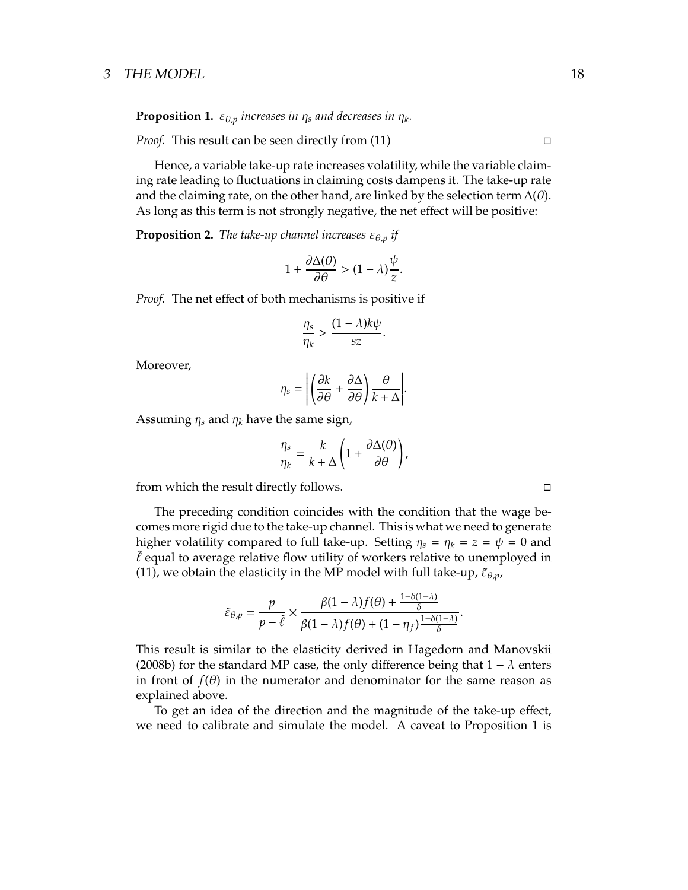**Proposition 1.** *$\varepsilon_{\theta,p}$ increases in $\eta_s$ and decreases in $\eta_k$.*

*Proof.* This result can be seen directly from (11) □

Hence, a variable take-up rate increases volatility, while the variable claiming rate leading to fluctuations in claiming costs dampens it. The take-up rate and the claiming rate, on the other hand, are linked by the selection term $\Delta(\theta)$. As long as this term is not strongly negative, the net effect will be positive:

**Proposition 2.** *The take-up channel increases $\varepsilon_{\theta,p}$ if*

$$1 + \frac{\partial \Delta(\theta)}{\partial \theta} > (1 - \lambda)\frac{\psi}{z}.$$

*Proof.* The net effect of both mechanisms is positive if

$$\frac{\eta_s}{\eta_k} > \frac{(1 - \lambda)k\psi}{sz}.$$

Moreover,

$$\eta_s = \left| \left( \frac{\partial k}{\partial \theta} + \frac{\partial \Delta}{\partial \theta} \right) \frac{\theta}{k + \Delta} \right|.$$

Assuming $\eta_s$ and $\eta_k$ have the same sign,

$$\frac{\eta_s}{\eta_k} = \frac{k}{k + \Delta} \left( 1 + \frac{\partial \Delta(\theta)}{\partial \theta} \right),$$

from which the result directly follows. □

The preceding condition coincides with the condition that the wage becomes more rigid due to the take-up channel. This is what we need to generate higher volatility compared to full take-up. Setting $\eta_s = \eta_k = z = \psi = 0$ and $\tilde{\ell}$ equal to average relative flow utility of workers relative to unemployed in (11), we obtain the elasticity in the MP model with full take-up, $\tilde{\varepsilon}_{\theta,p}$,

$$\tilde{\varepsilon}_{\theta,p} = \frac{p}{p - \tilde{\ell}} \times \frac{\beta(1 - \lambda)f(\theta) + \frac{1 - \delta(1 - \lambda)}{\delta}}{\beta(1 - \lambda)f(\theta) + (1 - \eta_f)\frac{1 - \delta(1 - \lambda)}{\delta}}.$$

This result is similar to the elasticity derived in Hagedorn and Manovskii (2008b) for the standard MP case, the only difference being that $1 - \lambda$ enters in front of $f(\theta)$ in the numerator and denominator for the same reason as explained above.

To get an idea of the direction and the magnitude of the take-up effect, we need to calibrate and simulate the model. A caveat to Proposition 1 is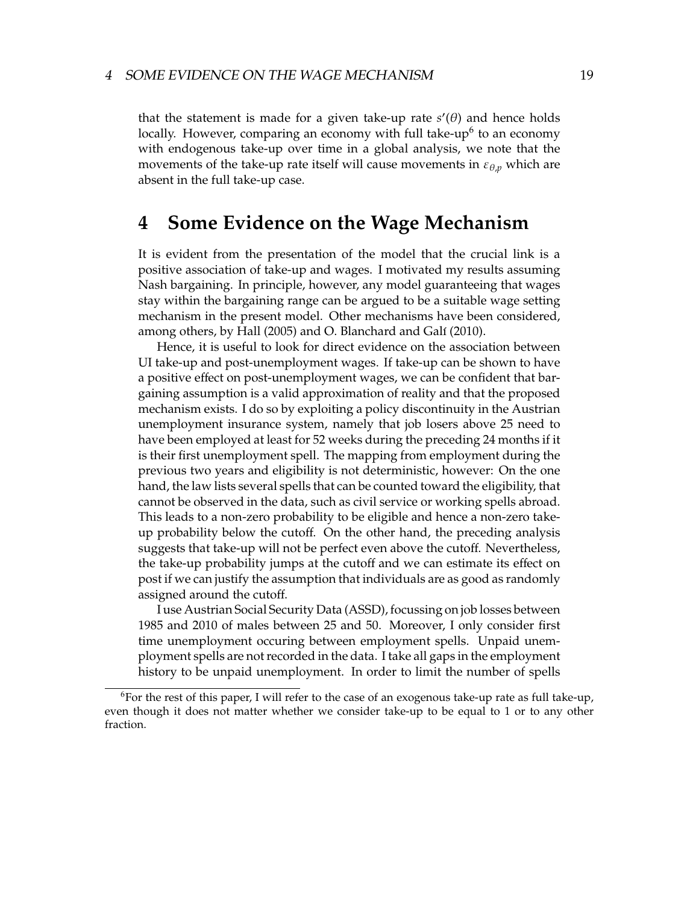that the statement is made for a given take-up rate $s'(\theta)$ and hence holds locally. However, comparing an economy with full take-up[6] to an economy with endogenous take-up over time in a global analysis, we note that the movements of the take-up rate itself will cause movements in $\varepsilon_{\theta,p}$ which are absent in the full take-up case.

# 4 Some Evidence on the Wage Mechanism

It is evident from the presentation of the model that the crucial link is a positive association of take-up and wages. I motivated my results assuming Nash bargaining. In principle, however, any model guaranteeing that wages stay within the bargaining range can be argued to be a suitable wage setting mechanism in the present model. Other mechanisms have been considered, among others, by Hall (2005) and O. Blanchard and Galí (2010).

Hence, it is useful to look for direct evidence on the association between UI take-up and post-unemployment wages. If take-up can be shown to have a positive effect on post-unemployment wages, we can be confident that bargaining assumption is a valid approximation of reality and that the proposed mechanism exists. I do so by exploiting a policy discontinuity in the Austrian unemployment insurance system, namely that job losers above 25 need to have been employed at least for 52 weeks during the preceding 24 months if it is their first unemployment spell. The mapping from employment during the previous two years and eligibility is not deterministic, however: On the one hand, the law lists several spells that can be counted toward the eligibility, that cannot be observed in the data, such as civil service or working spells abroad. This leads to a non-zero probability to be eligible and hence a non-zero take-up probability below the cutoff. On the other hand, the preceding analysis suggests that take-up will not be perfect even above the cutoff. Nevertheless, the take-up probability jumps at the cutoff and we can estimate its effect on post if we can justify the assumption that individuals are as good as randomly assigned around the cutoff.

I use Austrian Social Security Data (ASSD), focussing on job losses between 1985 and 2010 of males between 25 and 50. Moreover, I only consider first time unemployment occuring between employment spells. Unpaid unemployment spells are not recorded in the data. I take all gaps in the employment history to be unpaid unemployment. In order to limit the number of spells

[6] For the rest of this paper, I will refer to the case of an exogenous take-up rate as full take-up, even though it does not matter whether we consider take-up to be equal to 1 or to any other fraction.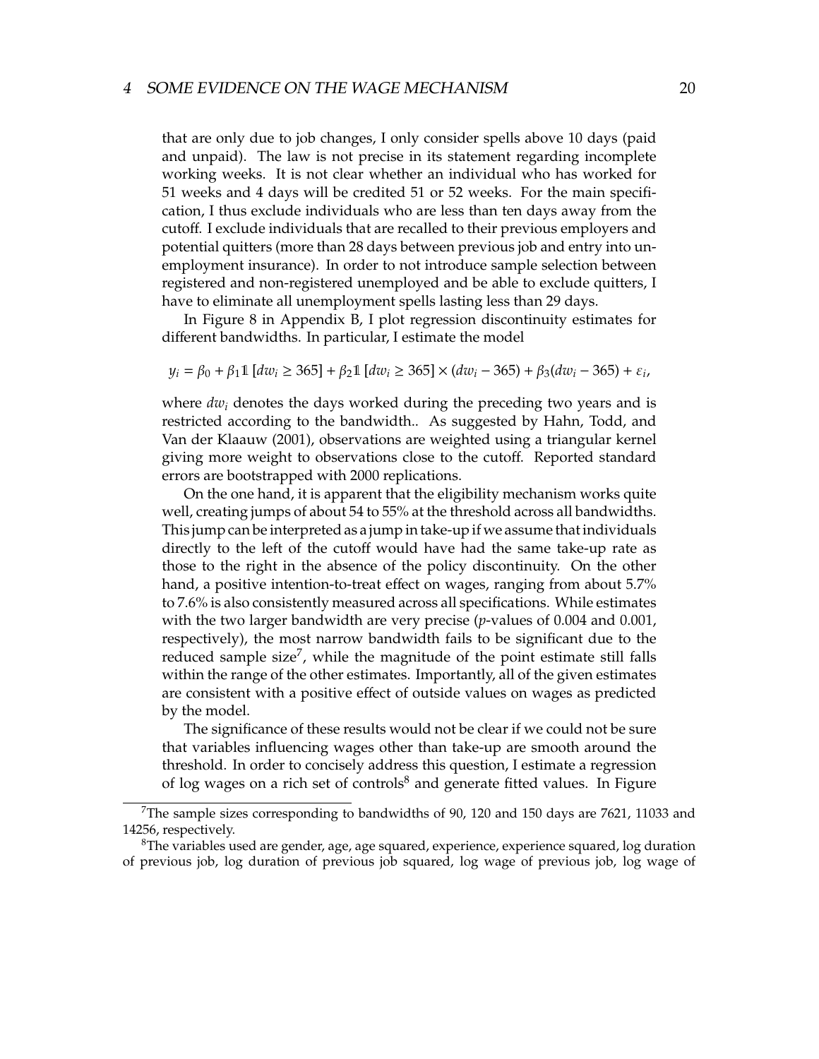that are only due to job changes, I only consider spells above 10 days (paid and unpaid). The law is not precise in its statement regarding incomplete working weeks. It is not clear whether an individual who has worked for 51 weeks and 4 days will be credited 51 or 52 weeks. For the main specification, I thus exclude individuals who are less than ten days away from the cutoff. I exclude individuals that are recalled to their previous employers and potential quitters (more than 28 days between previous job and entry into unemployment insurance). In order to not introduce sample selection between registered and non-registered unemployed and be able to exclude quitters, I have to eliminate all unemployment spells lasting less than 29 days.

In Figure 8 in Appendix B, I plot regression discontinuity estimates for different bandwidths. In particular, I estimate the model

$$y_i = \beta_0 + \beta_1 \mathbb{1}\left[dw_i \geq 365\right] + \beta_2 \mathbb{1}\left[dw_i \geq 365\right] \times (dw_i - 365) + \beta_3 (dw_i - 365) + \varepsilon_i,$$

where $dw_i$ denotes the days worked during the preceding two years and is restricted according to the bandwidth.. As suggested by Hahn, Todd, and Van der Klaauw (2001), observations are weighted using a triangular kernel giving more weight to observations close to the cutoff. Reported standard errors are bootstrapped with 2000 replications.

On the one hand, it is apparent that the eligibility mechanism works quite well, creating jumps of about 54 to 55% at the threshold across all bandwidths. This jump can be interpreted as a jump in take-up if we assume that individuals directly to the left of the cutoff would have had the same take-up rate as those to the right in the absence of the policy discontinuity. On the other hand, a positive intention-to-treat effect on wages, ranging from about 5.7% to 7.6% is also consistently measured across all specifications. While estimates with the two larger bandwidth are very precise ($p$-values of 0.004 and 0.001, respectively), the most narrow bandwidth fails to be significant due to the reduced sample size[7], while the magnitude of the point estimate still falls within the range of the other estimates. Importantly, all of the given estimates are consistent with a positive effect of outside values on wages as predicted by the model.

The significance of these results would not be clear if we could not be sure that variables influencing wages other than take-up are smooth around the threshold. In order to concisely address this question, I estimate a regression of log wages on a rich set of controls[8] and generate fitted values. In Figure

[7] The sample sizes corresponding to bandwidths of 90, 120 and 150 days are 7621, 11033 and 14256, respectively.

[8] The variables used are gender, age, age squared, experience, experience squared, log duration of previous job, log duration of previous job squared, log wage of previous job, log wage of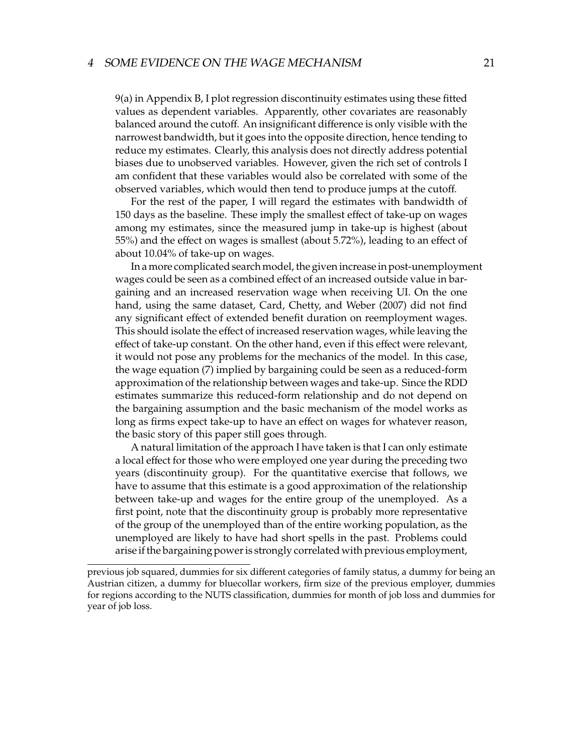9(a) in Appendix B, I plot regression discontinuity estimates using these fitted values as dependent variables. Apparently, other covariates are reasonably balanced around the cutoff. An insignificant difference is only visible with the narrowest bandwidth, but it goes into the opposite direction, hence tending to reduce my estimates. Clearly, this analysis does not directly address potential biases due to unobserved variables. However, given the rich set of controls I am confident that these variables would also be correlated with some of the observed variables, which would then tend to produce jumps at the cutoff.

For the rest of the paper, I will regard the estimates with bandwidth of 150 days as the baseline. These imply the smallest effect of take-up on wages among my estimates, since the measured jump in take-up is highest (about 55%) and the effect on wages is smallest (about 5.72%), leading to an effect of about 10.04% of take-up on wages.

In a more complicated search model, the given increase in post-unemployment wages could be seen as a combined effect of an increased outside value in bargaining and an increased reservation wage when receiving UI. On the one hand, using the same dataset, Card, Chetty, and Weber (2007) did not find any significant effect of extended benefit duration on reemployment wages. This should isolate the effect of increased reservation wages, while leaving the effect of take-up constant. On the other hand, even if this effect were relevant, it would not pose any problems for the mechanics of the model. In this case, the wage equation (7) implied by bargaining could be seen as a reduced-form approximation of the relationship between wages and take-up. Since the RDD estimates summarize this reduced-form relationship and do not depend on the bargaining assumption and the basic mechanism of the model works as long as firms expect take-up to have an effect on wages for whatever reason, the basic story of this paper still goes through.

A natural limitation of the approach I have taken is that I can only estimate a local effect for those who were employed one year during the preceding two years (discontinuity group). For the quantitative exercise that follows, we have to assume that this estimate is a good approximation of the relationship between take-up and wages for the entire group of the unemployed. As a first point, note that the discontinuity group is probably more representative of the group of the unemployed than of the entire working population, as the unemployed are likely to have had short spells in the past. Problems could arise if the bargaining power is strongly correlated with previous employment,

previous job squared, dummies for six different categories of family status, a dummy for being an Austrian citizen, a dummy for bluecollar workers, firm size of the previous employer, dummies for regions according to the NUTS classification, dummies for month of job loss and dummies for year of job loss.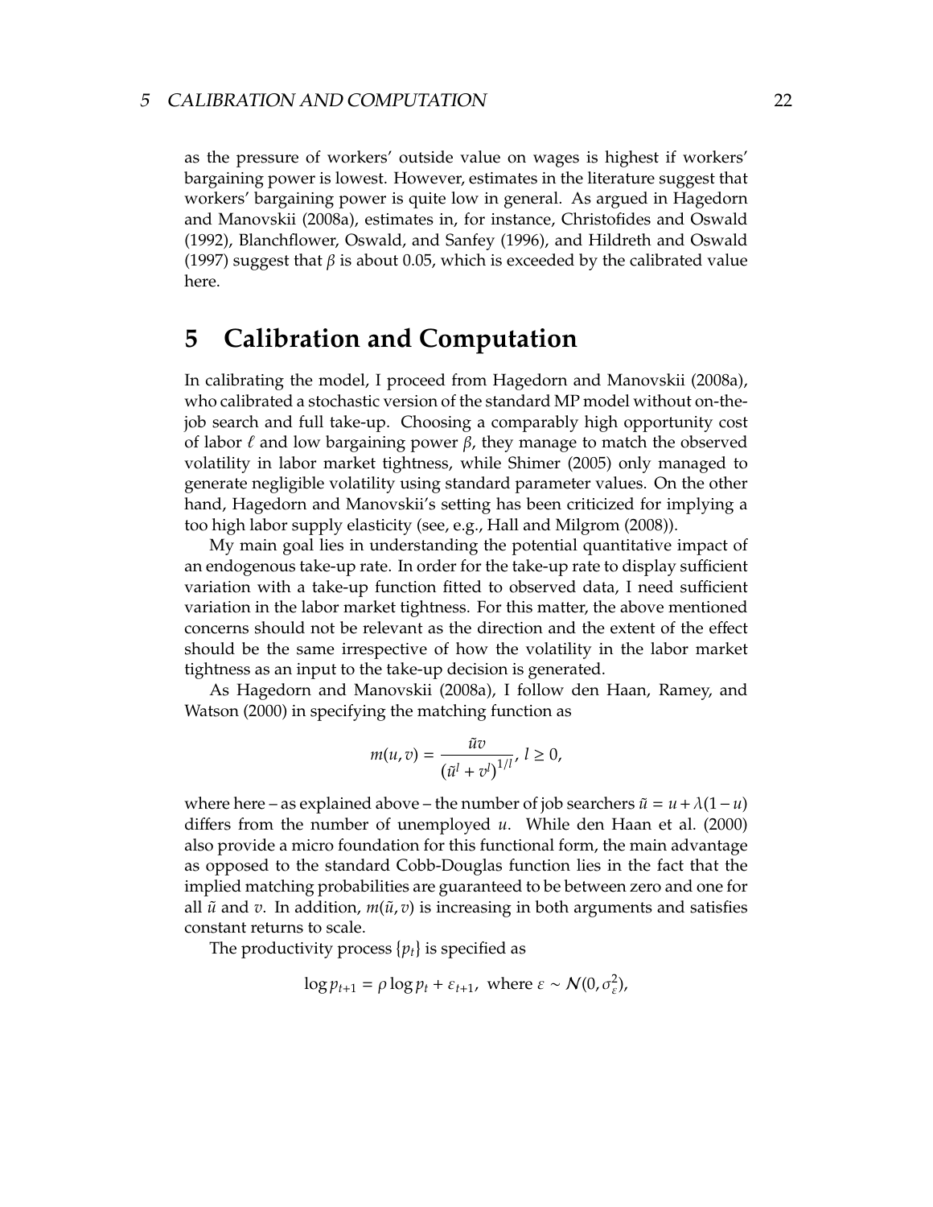as the pressure of workers' outside value on wages is highest if workers' bargaining power is lowest. However, estimates in the literature suggest that workers' bargaining power is quite low in general. As argued in Hagedorn and Manovskii (2008a), estimates in, for instance, Christofides and Oswald (1992), Blanchflower, Oswald, and Sanfey (1996), and Hildreth and Oswald (1997) suggest that $\beta$ is about 0.05, which is exceeded by the calibrated value here.

# 5 Calibration and Computation

In calibrating the model, I proceed from Hagedorn and Manovskii (2008a), who calibrated a stochastic version of the standard MP model without on-the-job search and full take-up. Choosing a comparably high opportunity cost of labor $\ell$ and low bargaining power $\beta$, they manage to match the observed volatility in labor market tightness, while Shimer (2005) only managed to generate negligible volatility using standard parameter values. On the other hand, Hagedorn and Manovskii's setting has been criticized for implying a too high labor supply elasticity (see, e.g., Hall and Milgrom (2008)).

My main goal lies in understanding the potential quantitative impact of an endogenous take-up rate. In order for the take-up rate to display sufficient variation with a take-up function fitted to observed data, I need sufficient variation in the labor market tightness. For this matter, the above mentioned concerns should not be relevant as the direction and the extent of the effect should be the same irrespective of how the volatility in the labor market tightness as an input to the take-up decision is generated.

As Hagedorn and Manovskii (2008a), I follow den Haan, Ramey, and Watson (2000) in specifying the matching function as

$$m(u, v) = \frac{\tilde{u}v}{\left(\tilde{u}^l + v^l\right)^{1/l}},\ l \geq 0,$$

where here – as explained above – the number of job searchers $\tilde{u} = u + \lambda(1 - u)$ differs from the number of unemployed $u$. While den Haan et al. (2000) also provide a micro foundation for this functional form, the main advantage as opposed to the standard Cobb-Douglas function lies in the fact that the implied matching probabilities are guaranteed to be between zero and one for all $\tilde{u}$ and $v$. In addition, $m(\tilde{u}, v)$ is increasing in both arguments and satisfies constant returns to scale.

The productivity process $\{p_t\}$ is specified as

$$\log p_{t+1} = \rho \log p_t + \varepsilon_{t+1},\ \text{where}\ \varepsilon \sim \mathcal{N}(0, \sigma_\varepsilon^2),$$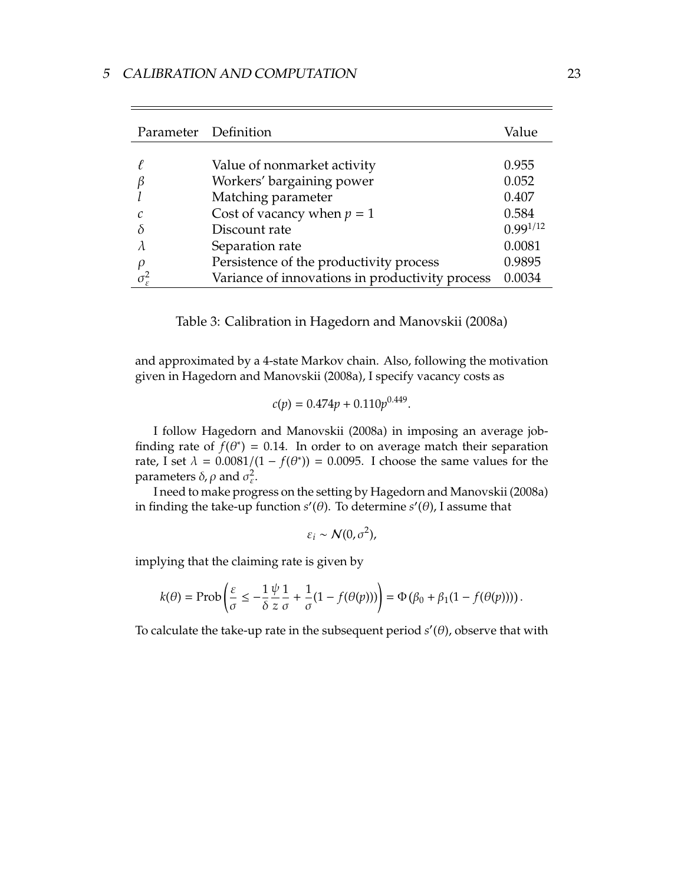| Parameter | Definition | Value |
|---|---|---|
| $\ell$ | Value of nonmarket activity | 0.955 |
| $\beta$ | Workers' bargaining power | 0.052 |
| $l$ | Matching parameter | 0.407 |
| $c$ | Cost of vacancy when $p = 1$ | 0.584 |
| $\delta$ | Discount rate | $0.99^{1/12}$ |
| $\lambda$ | Separation rate | 0.0081 |
| $\rho$ | Persistence of the productivity process | 0.9895 |
| $\sigma_\varepsilon^2$ | Variance of innovations in productivity process | 0.0034 |

Table 3: Calibration in Hagedorn and Manovskii (2008a)

and approximated by a 4-state Markov chain. Also, following the motivation given in Hagedorn and Manovskii (2008a), I specify vacancy costs as

$$c(p) = 0.474p + 0.110p^{0.449}.$$

I follow Hagedorn and Manovskii (2008a) in imposing an average job-finding rate of $f(\theta^*) = 0.14$. In order to on average match their separation rate, I set $\lambda = 0.0081/(1 - f(\theta^*)) = 0.0095$. I choose the same values for the parameters $\delta, \rho$ and $\sigma_\varepsilon^2$.

I need to make progress on the setting by Hagedorn and Manovskii (2008a) in finding the take-up function $s'(\theta)$. To determine $s'(\theta)$, I assume that

$$\varepsilon_i \sim \mathcal{N}(0, \sigma^2),$$

implying that the claiming rate is given by

$$k(\theta) = \text{Prob}\left(\frac{\varepsilon}{\sigma} \leq -\frac{1}{\delta}\frac{\psi}{z}\frac{1}{\sigma} + \frac{1}{\sigma}(1 - f(\theta(p)))\right) = \Phi\left(\beta_0 + \beta_1(1 - f(\theta(p)))\right).$$

To calculate the take-up rate in the subsequent period $s'(\theta)$, observe that with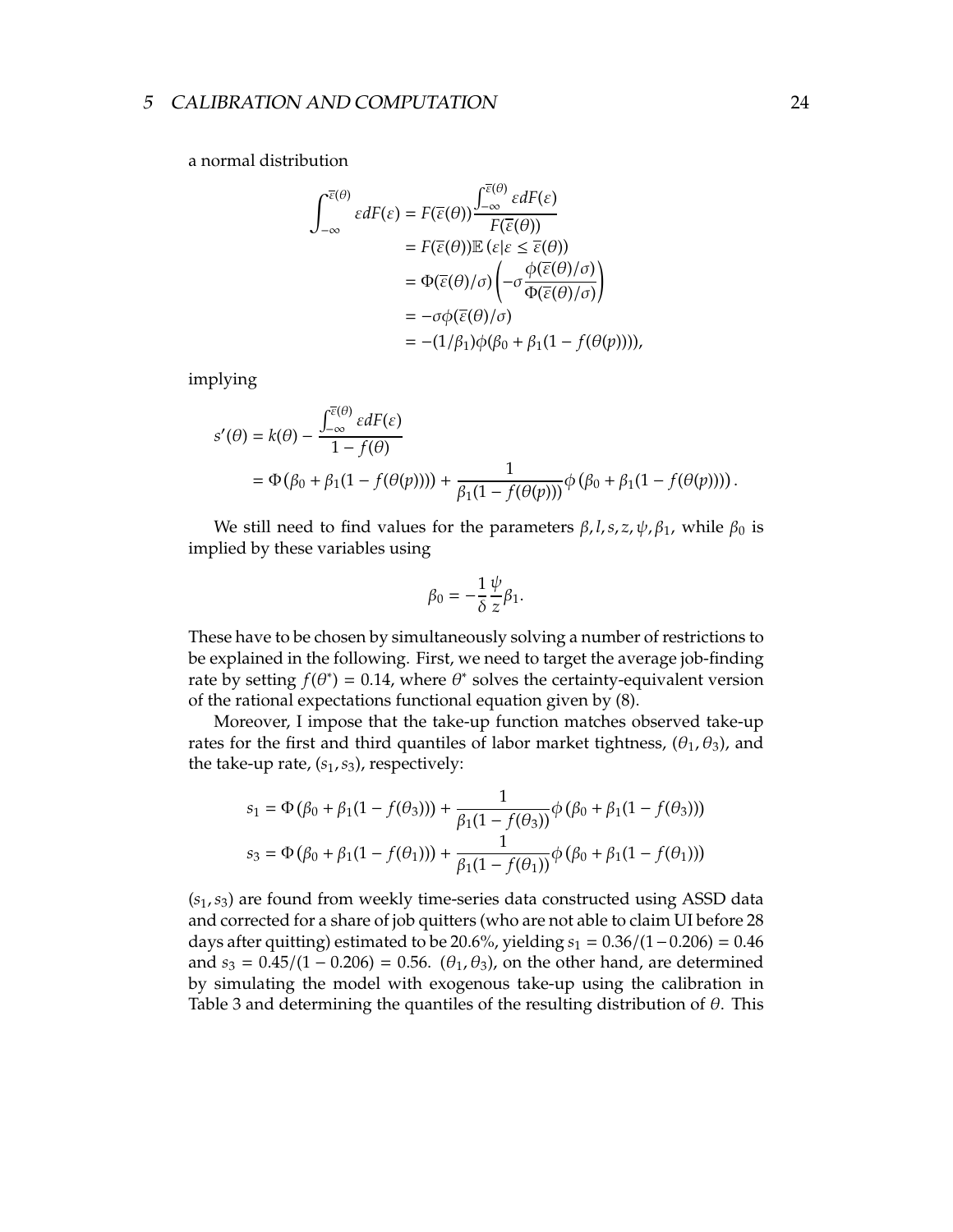a normal distribution

$$
\begin{aligned}
\int_{-\infty}^{\overline{\varepsilon}(\theta)} \varepsilon dF(\varepsilon) &= F(\overline{\varepsilon}(\theta)) \frac{\int_{-\infty}^{\overline{\varepsilon}(\theta)} \varepsilon dF(\varepsilon)}{F(\overline{\varepsilon}(\theta))} \\
&= F(\overline{\varepsilon}(\theta)) \mathbb{E}\left(\varepsilon | \varepsilon \leq \overline{\varepsilon}(\theta)\right) \\
&= \Phi(\overline{\varepsilon}(\theta)/\sigma) \left( -\sigma \frac{\phi(\overline{\varepsilon}(\theta)/\sigma)}{\Phi(\overline{\varepsilon}(\theta)/\sigma)} \right) \\
&= -\sigma \phi(\overline{\varepsilon}(\theta)/\sigma) \\
&= -(1/\beta_1) \phi(\beta_0 + \beta_1(1 - f(\theta(p)))),
\end{aligned}
$$

implying

$$
\begin{aligned}
s'(\theta) &= k(\theta) - \frac{\int_{-\infty}^{\overline{\varepsilon}(\theta)} \varepsilon dF(\varepsilon)}{1 - f(\theta)} \\
&= \Phi\left(\beta_0 + \beta_1(1 - f(\theta(p)))\right) + \frac{1}{\beta_1(1 - f(\theta(p)))} \phi\left(\beta_0 + \beta_1(1 - f(\theta(p)))\right).
\end{aligned}
$$

We still need to find values for the parameters $\beta, l, s, z, \psi, \beta_1$, while $\beta_0$ is implied by these variables using

$$
\beta_0 = -\frac{1}{\delta} \frac{\psi}{z} \beta_1.
$$

These have to be chosen by simultaneously solving a number of restrictions to be explained in the following. First, we need to target the average job-finding rate by setting $f(\theta^*) = 0.14$, where $\theta^*$ solves the certainty-equivalent version of the rational expectations functional equation given by (8).

Moreover, I impose that the take-up function matches observed take-up rates for the first and third quantiles of labor market tightness, $(\theta_1, \theta_3)$, and the take-up rate, $(s_1, s_3)$, respectively:

$$
\begin{aligned}
s_1 &= \Phi\left(\beta_0 + \beta_1(1 - f(\theta_3))\right) + \frac{1}{\beta_1(1 - f(\theta_3))} \phi\left(\beta_0 + \beta_1(1 - f(\theta_3))\right) \\
s_3 &= \Phi\left(\beta_0 + \beta_1(1 - f(\theta_1))\right) + \frac{1}{\beta_1(1 - f(\theta_1))} \phi\left(\beta_0 + \beta_1(1 - f(\theta_1))\right)
\end{aligned}
$$

$(s_1, s_3)$ are found from weekly time-series data constructed using ASSD data and corrected for a share of job quitters (who are not able to claim UI before 28 days after quitting) estimated to be 20.6%, yielding $s_1 = 0.36/(1-0.206) = 0.46$ and $s_3 = 0.45/(1 - 0.206) = 0.56$. $(\theta_1, \theta_3)$, on the other hand, are determined by simulating the model with exogenous take-up using the calibration in Table 3 and determining the quantiles of the resulting distribution of $\theta$. This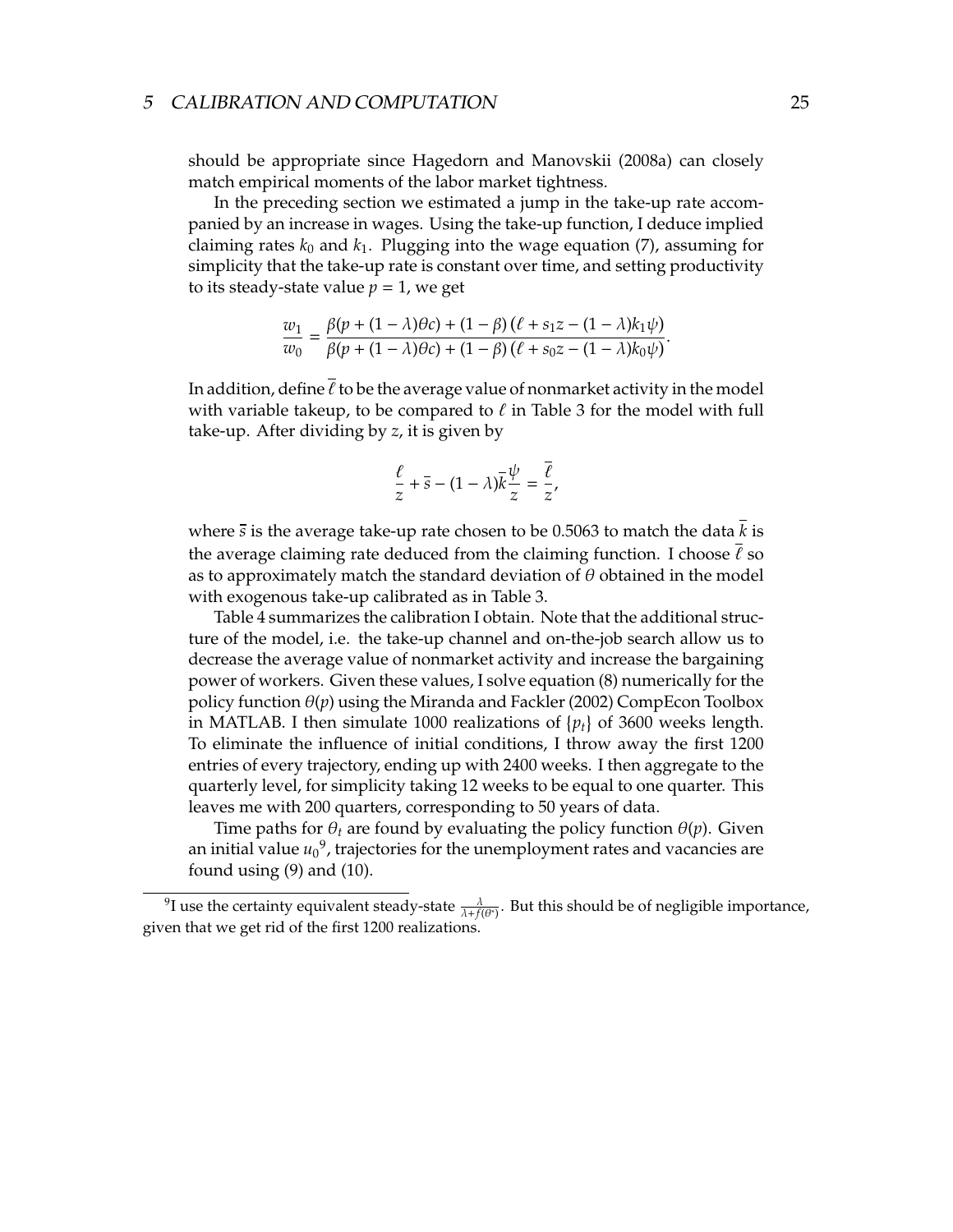should be appropriate since Hagedorn and Manovskii (2008a) can closely match empirical moments of the labor market tightness.

In the preceding section we estimated a jump in the take-up rate accompanied by an increase in wages. Using the take-up function, I deduce implied claiming rates $k_0$ and $k_1$. Plugging into the wage equation (7), assuming for simplicity that the take-up rate is constant over time, and setting productivity to its steady-state value $p = 1$, we get

$$\frac{w_1}{w_0} = \frac{\beta(p + (1 - \lambda)\theta c) + (1 - \beta)\left(\ell + s_1 z - (1 - \lambda)k_1\psi\right)}{\beta(p + (1 - \lambda)\theta c) + (1 - \beta)\left(\ell + s_0 z - (1 - \lambda)k_0\psi\right)}.$$

In addition, define $\overline{\ell}$ to be the average value of nonmarket activity in the model with variable takeup, to be compared to $\ell$ in Table 3 for the model with full take-up. After dividing by $z$, it is given by

$$\frac{\ell}{z} + \bar{s} - (1 - \lambda)\bar{k}\frac{\psi}{z} = \frac{\overline{\ell}}{z},$$

where $\bar{s}$ is the average take-up rate chosen to be 0.5063 to match the data $\overline{k}$ is the average claiming rate deduced from the claiming function. I choose $\overline{\ell}$ so as to approximately match the standard deviation of $\theta$ obtained in the model with exogenous take-up calibrated as in Table 3.

Table 4 summarizes the calibration I obtain. Note that the additional structure of the model, i.e. the take-up channel and on-the-job search allow us to decrease the average value of nonmarket activity and increase the bargaining power of workers. Given these values, I solve equation (8) numerically for the policy function $\theta(p)$ using the Miranda and Fackler (2002) CompEcon Toolbox in MATLAB. I then simulate 1000 realizations of $\{p_t\}$ of 3600 weeks length. To eliminate the influence of initial conditions, I throw away the first 1200 entries of every trajectory, ending up with 2400 weeks. I then aggregate to the quarterly level, for simplicity taking 12 weeks to be equal to one quarter. This leaves me with 200 quarters, corresponding to 50 years of data.

Time paths for $\theta_t$ are found by evaluating the policy function $\theta(p)$. Given an initial value $u_0$[9], trajectories for the unemployment rates and vacancies are found using (9) and (10).

[9] I use the certainty equivalent steady-state $\frac{\lambda}{\lambda + f(\theta^*)}$. But this should be of negligible importance, given that we get rid of the first 1200 realizations.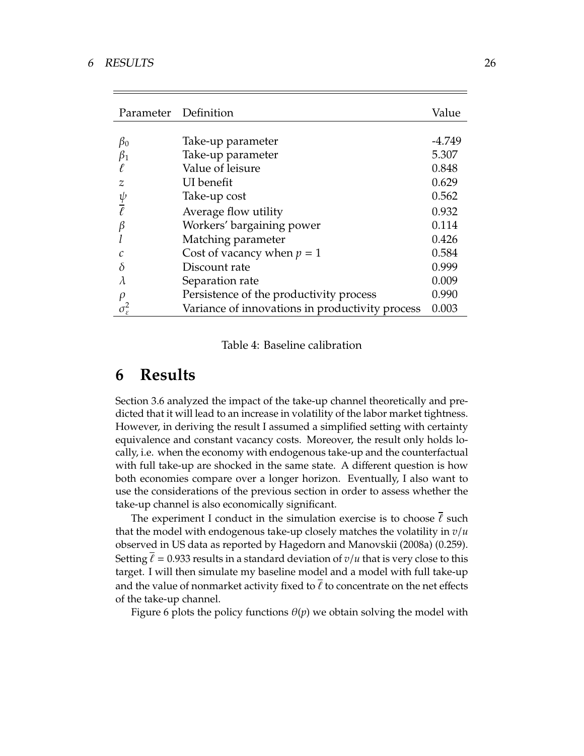| Parameter | Definition | Value |
|---|---|---|
| $\beta_0$ | Take-up parameter | -4.749 |
| $\beta_1$ | Take-up parameter | 5.307 |
| $\ell$ | Value of leisure | 0.848 |
| $z$ | UI benefit | 0.629 |
| $\psi$ | Take-up cost | 0.562 |
| $\overline{\ell}$ | Average flow utility | 0.932 |
| $\beta$ | Workers' bargaining power | 0.114 |
| $l$ | Matching parameter | 0.426 |
| $c$ | Cost of vacancy when $p = 1$ | 0.584 |
| $\delta$ | Discount rate | 0.999 |
| $\lambda$ | Separation rate | 0.009 |
| $\rho$ | Persistence of the productivity process | 0.990 |
| $\sigma_{\varepsilon}^2$ | Variance of innovations in productivity process | 0.003 |

Table 4: Baseline calibration

# 6 Results

Section 3.6 analyzed the impact of the take-up channel theoretically and predicted that it will lead to an increase in volatility of the labor market tightness. However, in deriving the result I assumed a simplified setting with certainty equivalence and constant vacancy costs. Moreover, the result only holds locally, i.e. when the economy with endogenous take-up and the counterfactual with full take-up are shocked in the same state. A different question is how both economies compare over a longer horizon. Eventually, I also want to use the considerations of the previous section in order to assess whether the take-up channel is also economically significant.

The experiment I conduct in the simulation exercise is to choose $\overline{\ell}$ such that the model with endogenous take-up closely matches the volatility in $v/u$ observed in US data as reported by Hagedorn and Manovskii (2008a) (0.259). Setting $\overline{\ell} = 0.933$ results in a standard deviation of $v/u$ that is very close to this target. I will then simulate my baseline model and a model with full take-up and the value of nonmarket activity fixed to $\overline{\ell}$ to concentrate on the net effects of the take-up channel.

Figure 6 plots the policy functions $\theta(p)$ we obtain solving the model with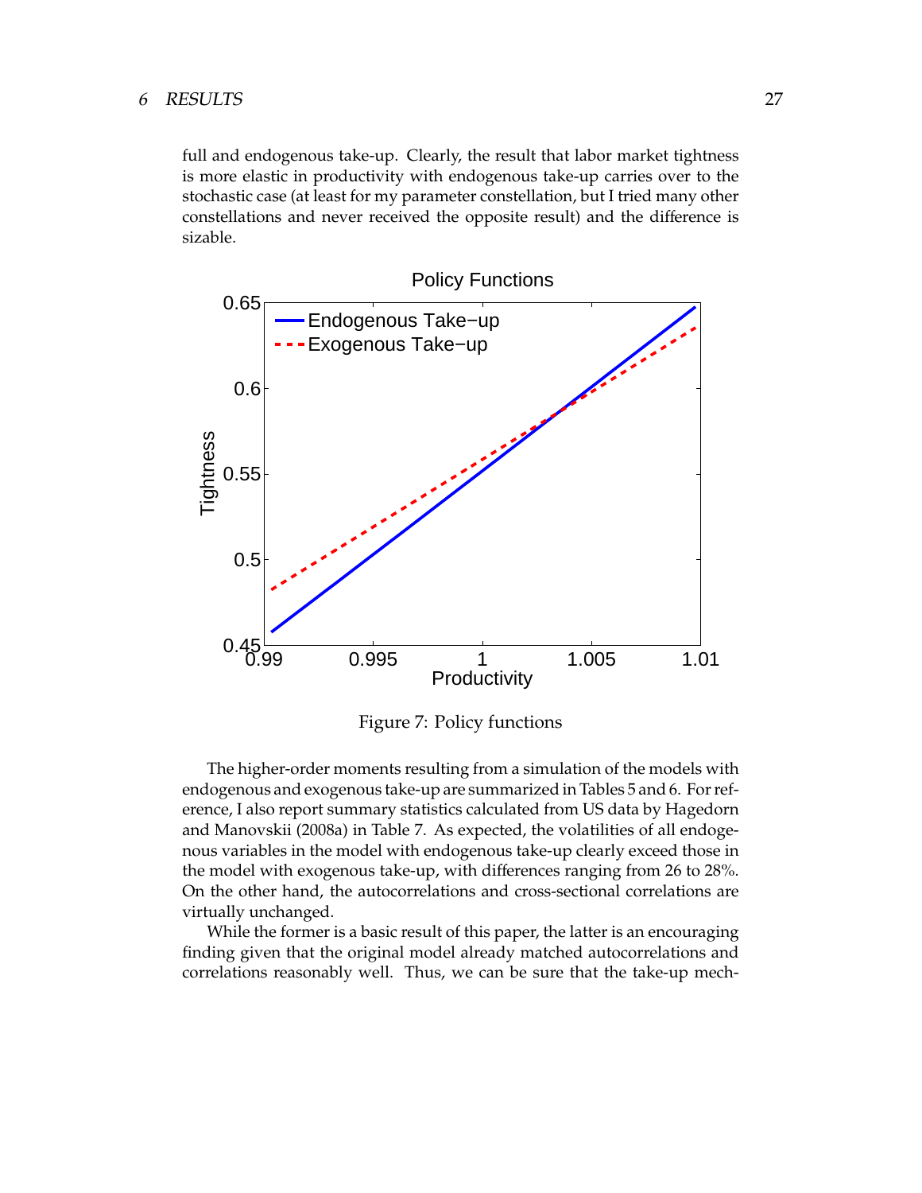full and endogenous take-up. Clearly, the result that labor market tightness is more elastic in productivity with endogenous take-up carries over to the stochastic case (at least for my parameter constellation, but I tried many other constellations and never received the opposite result) and the difference is sizable.

Figure 7: Policy functions

The higher-order moments resulting from a simulation of the models with endogenous and exogenous take-up are summarized in Tables 5 and 6. For reference, I also report summary statistics calculated from US data by Hagedorn and Manovskii (2008a) in Table 7. As expected, the volatilities of all endogenous variables in the model with endogenous take-up clearly exceed those in the model with exogenous take-up, with differences ranging from 26 to 28%. On the other hand, the autocorrelations and cross-sectional correlations are virtually unchanged.

While the former is a basic result of this paper, the latter is an encouraging finding given that the original model already matched autocorrelations and correlations reasonably well. Thus, we can be sure that the take-up mech-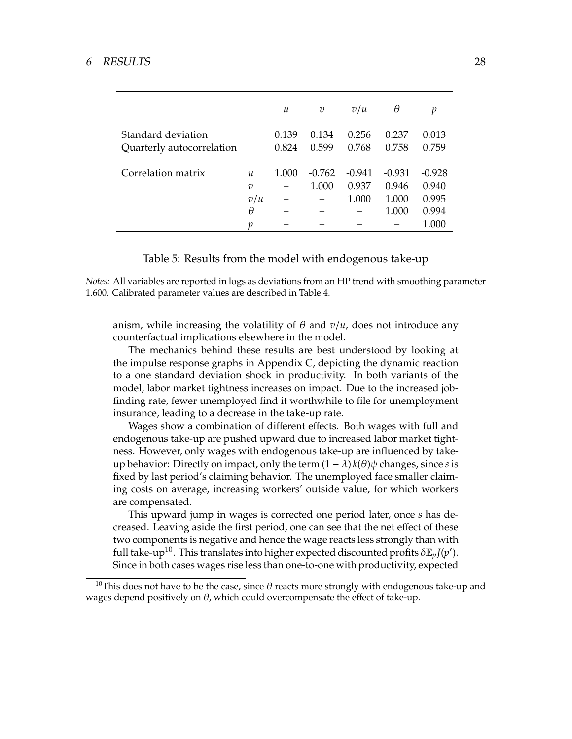| | | $u$ | $v$ | $v/u$ | $\theta$ | $p$ |
|---|---|---|---|---|---|---|
| Standard deviation | | 0.139 | 0.134 | 0.256 | 0.237 | 0.013 |
| Quarterly autocorrelation | | 0.824 | 0.599 | 0.768 | 0.758 | 0.759 |
| Correlation matrix | $u$ | 1.000 | -0.762 | -0.941 | -0.931 | -0.928 |
| | $v$ | – | 1.000 | 0.937 | 0.946 | 0.940 |
| | $v/u$ | – | – | 1.000 | 1.000 | 0.995 |
| | $\theta$ | – | – | – | 1.000 | 0.994 |
| | $p$ | – | – | – | – | 1.000 |

Table 5: Results from the model with endogenous take-up

*Notes:* All variables are reported in logs as deviations from an HP trend with smoothing parameter 1.600. Calibrated parameter values are described in Table 4.

anism, while increasing the volatility of $\theta$ and $v/u$, does not introduce any counterfactual implications elsewhere in the model.

The mechanics behind these results are best understood by looking at the impulse response graphs in Appendix C, depicting the dynamic reaction to a one standard deviation shock in productivity. In both variants of the model, labor market tightness increases on impact. Due to the increased job-finding rate, fewer unemployed find it worthwhile to file for unemployment insurance, leading to a decrease in the take-up rate.

Wages show a combination of different effects. Both wages with full and endogenous take-up are pushed upward due to increased labor market tightness. However, only wages with endogenous take-up are influenced by take-up behavior: Directly on impact, only the term $(1-\lambda)\, k(\theta)\psi$ changes, since $s$ is fixed by last period's claiming behavior. The unemployed face smaller claiming costs on average, increasing workers' outside value, for which workers are compensated.

This upward jump in wages is corrected one period later, once $s$ has decreased. Leaving aside the first period, one can see that the net effect of these two components is negative and hence the wage reacts less strongly than with full take-up[10]. This translates into higher expected discounted profits $\delta\mathbb{E}_p J(p')$. Since in both cases wages rise less than one-to-one with productivity, expected

[10]This does not have to be the case, since $\theta$ reacts more strongly with endogenous take-up and wages depend positively on $\theta$, which could overcompensate the effect of take-up.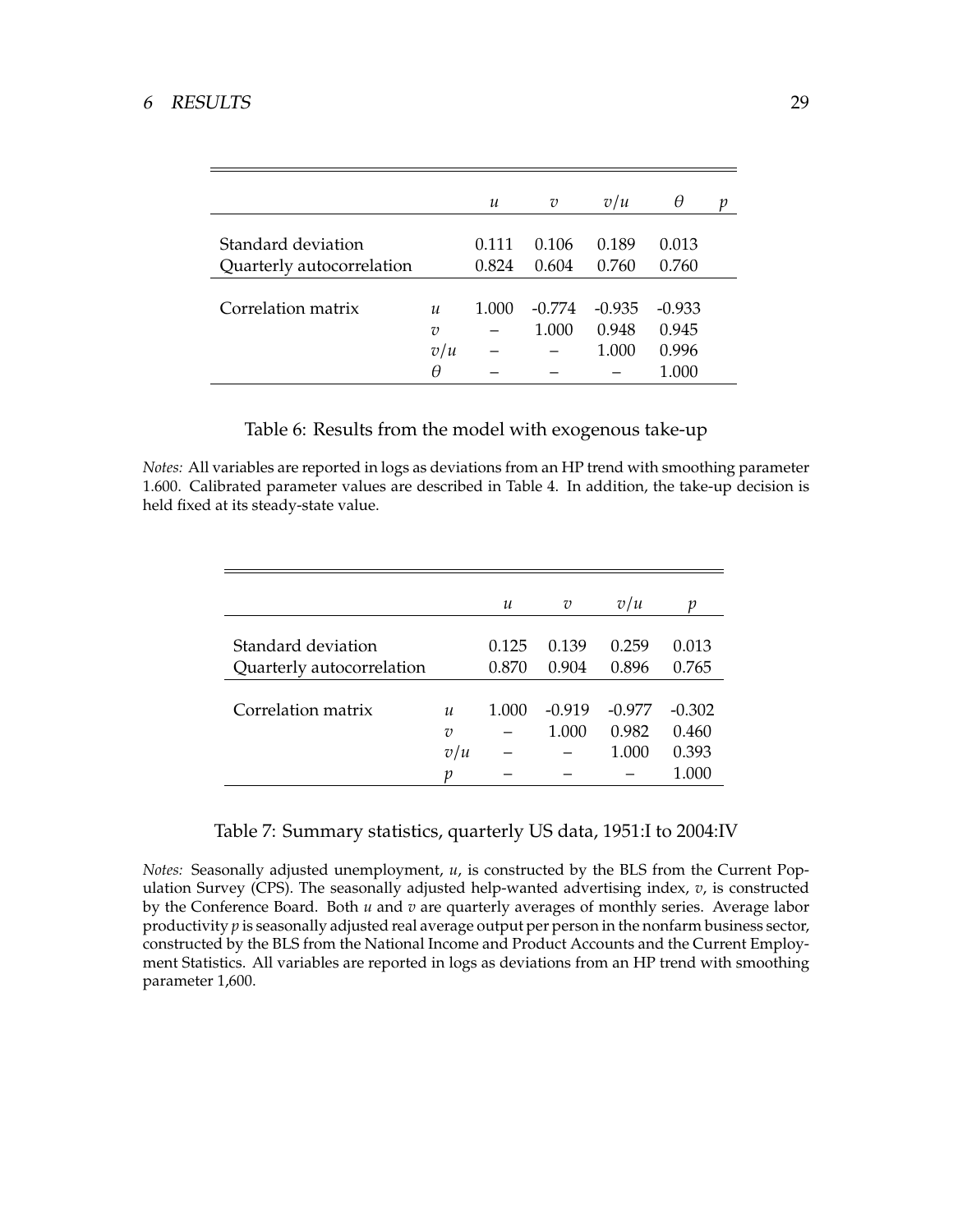| | | $u$ | $v$ | $v/u$ | $\theta$ | $p$ |
|---|---|---|---|---|---|---|
| Standard deviation | | 0.111 | 0.106 | 0.189 | 0.013 | |
| Quarterly autocorrelation | | 0.824 | 0.604 | 0.760 | 0.760 | |
| Correlation matrix | $u$ | 1.000 | -0.774 | -0.935 | -0.933 | |
| | $v$ | – | 1.000 | 0.948 | 0.945 | |
| | $v/u$ | – | – | 1.000 | 0.996 | |
| | $\theta$ | – | – | – | 1.000 | |

Table 6: Results from the model with exogenous take-up

*Notes:* All variables are reported in logs as deviations from an HP trend with smoothing parameter 1.600. Calibrated parameter values are described in Table 4. In addition, the take-up decision is held fixed at its steady-state value.

| | | $u$ | $v$ | $v/u$ | $p$ |
|---|---|---|---|---|---|
| Standard deviation | | 0.125 | 0.139 | 0.259 | 0.013 |
| Quarterly autocorrelation | | 0.870 | 0.904 | 0.896 | 0.765 |
| Correlation matrix | $u$ | 1.000 | -0.919 | -0.977 | -0.302 |
| | $v$ | – | 1.000 | 0.982 | 0.460 |
| | $v/u$ | – | – | 1.000 | 0.393 |
| | $p$ | – | – | – | 1.000 |

Table 7: Summary statistics, quarterly US data, 1951:I to 2004:IV

*Notes:* Seasonally adjusted unemployment, $u$, is constructed by the BLS from the Current Population Survey (CPS). The seasonally adjusted help-wanted advertising index, $v$, is constructed by the Conference Board. Both $u$ and $v$ are quarterly averages of monthly series. Average labor productivity $p$ is seasonally adjusted real average output per person in the nonfarm business sector, constructed by the BLS from the National Income and Product Accounts and the Current Employment Statistics. All variables are reported in logs as deviations from an HP trend with smoothing parameter 1,600.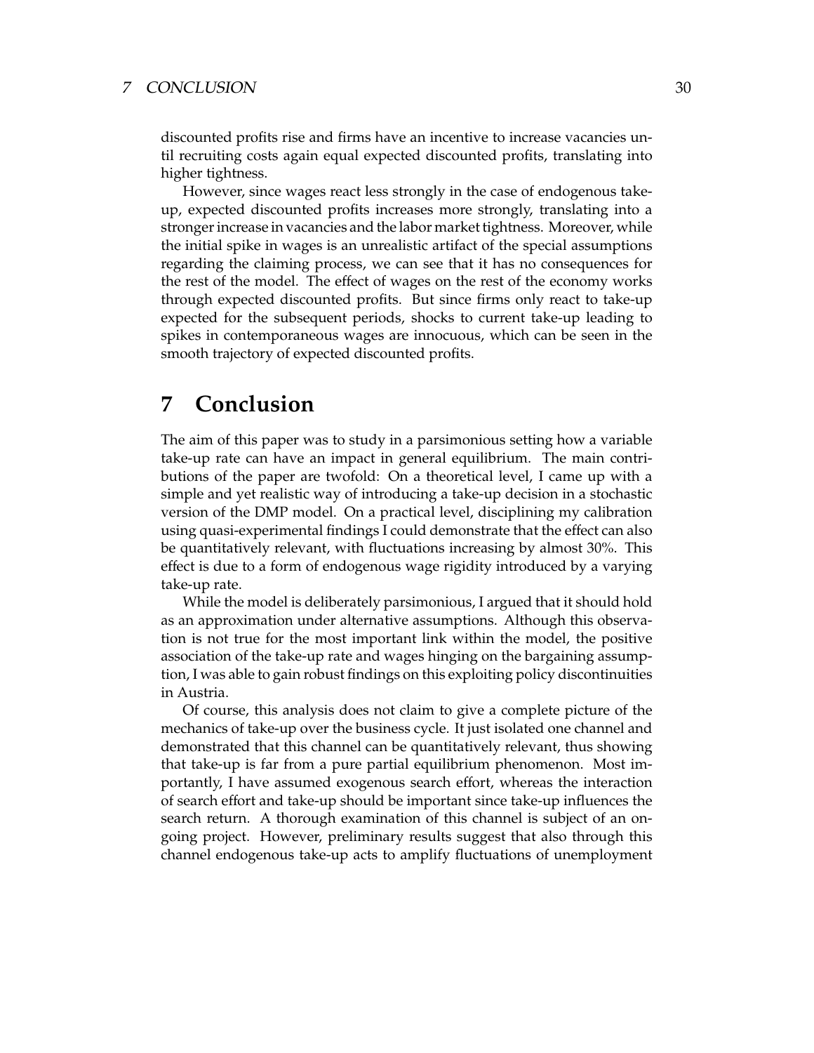discounted profits rise and firms have an incentive to increase vacancies until recruiting costs again equal expected discounted profits, translating into higher tightness.

However, since wages react less strongly in the case of endogenous take-up, expected discounted profits increases more strongly, translating into a stronger increase in vacancies and the labor market tightness. Moreover, while the initial spike in wages is an unrealistic artifact of the special assumptions regarding the claiming process, we can see that it has no consequences for the rest of the model. The effect of wages on the rest of the economy works through expected discounted profits. But since firms only react to take-up expected for the subsequent periods, shocks to current take-up leading to spikes in contemporaneous wages are innocuous, which can be seen in the smooth trajectory of expected discounted profits.

# 7 Conclusion

The aim of this paper was to study in a parsimonious setting how a variable take-up rate can have an impact in general equilibrium. The main contributions of the paper are twofold: On a theoretical level, I came up with a simple and yet realistic way of introducing a take-up decision in a stochastic version of the DMP model. On a practical level, disciplining my calibration using quasi-experimental findings I could demonstrate that the effect can also be quantitatively relevant, with fluctuations increasing by almost 30%. This effect is due to a form of endogenous wage rigidity introduced by a varying take-up rate.

While the model is deliberately parsimonious, I argued that it should hold as an approximation under alternative assumptions. Although this observation is not true for the most important link within the model, the positive association of the take-up rate and wages hinging on the bargaining assumption, I was able to gain robust findings on this exploiting policy discontinuities in Austria.

Of course, this analysis does not claim to give a complete picture of the mechanics of take-up over the business cycle. It just isolated one channel and demonstrated that this channel can be quantitatively relevant, thus showing that take-up is far from a pure partial equilibrium phenomenon. Most importantly, I have assumed exogenous search effort, whereas the interaction of search effort and take-up should be important since take-up influences the search return. A thorough examination of this channel is subject of an ongoing project. However, preliminary results suggest that also through this channel endogenous take-up acts to amplify fluctuations of unemployment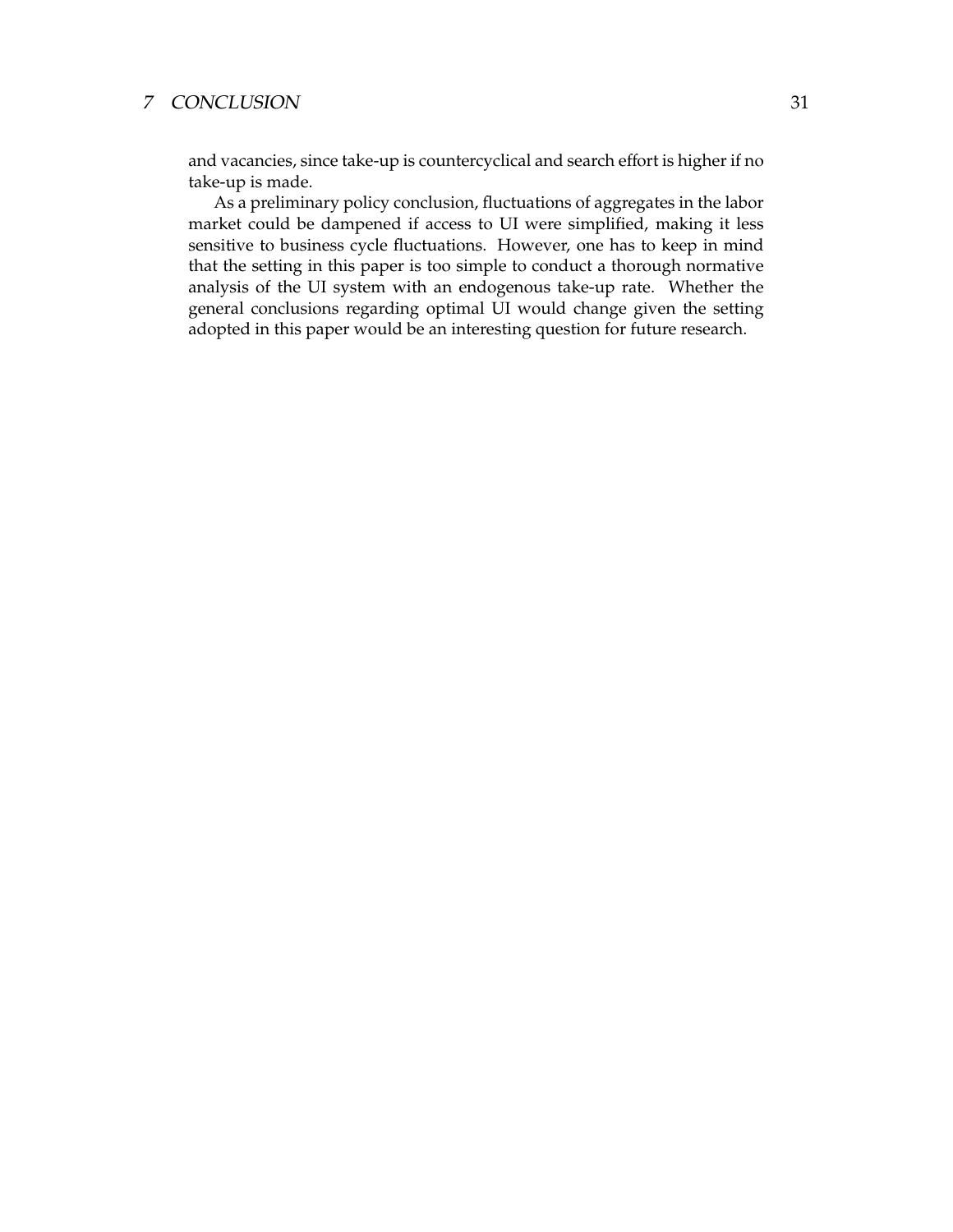and vacancies, since take-up is countercyclical and search effort is higher if no take-up is made.

As a preliminary policy conclusion, fluctuations of aggregates in the labor market could be dampened if access to UI were simplified, making it less sensitive to business cycle fluctuations. However, one has to keep in mind that the setting in this paper is too simple to conduct a thorough normative analysis of the UI system with an endogenous take-up rate. Whether the general conclusions regarding optimal UI would change given the setting adopted in this paper would be an interesting question for future research.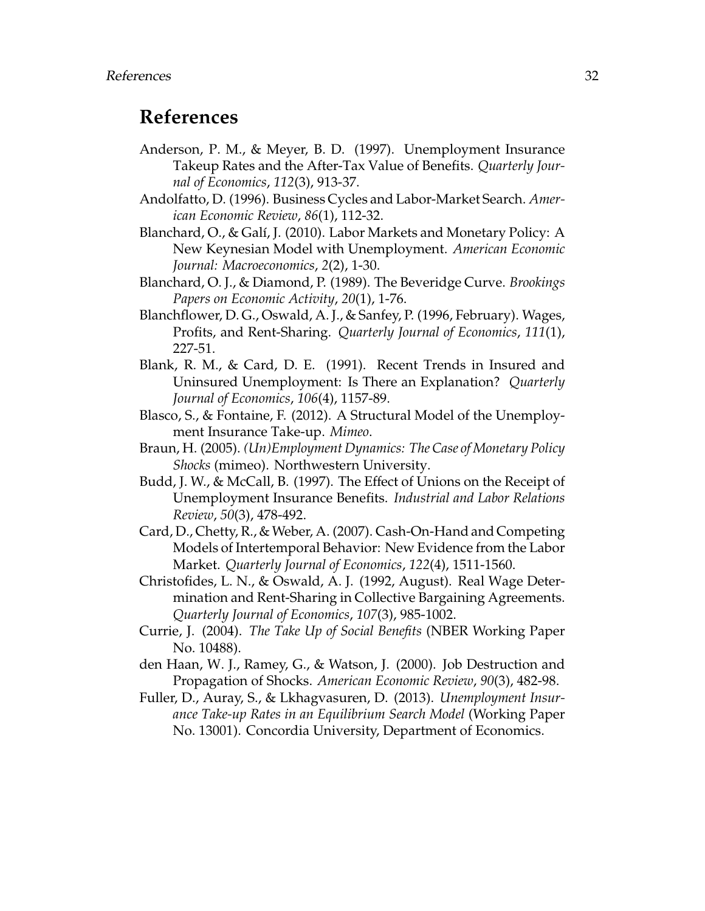# References

Anderson, P. M., & Meyer, B. D. (1997). Unemployment Insurance Takeup Rates and the After-Tax Value of Benefits. *Quarterly Journal of Economics*, *112*(3), 913-37.

Andolfatto, D. (1996). Business Cycles and Labor-Market Search. *American Economic Review*, *86*(1), 112-32.

Blanchard, O., & Galí, J. (2010). Labor Markets and Monetary Policy: A New Keynesian Model with Unemployment. *American Economic Journal: Macroeconomics*, *2*(2), 1-30.

Blanchard, O. J., & Diamond, P. (1989). The Beveridge Curve. *Brookings Papers on Economic Activity*, *20*(1), 1-76.

Blanchflower, D. G., Oswald, A. J., & Sanfey, P. (1996, February). Wages, Profits, and Rent-Sharing. *Quarterly Journal of Economics*, *111*(1), 227-51.

Blank, R. M., & Card, D. E. (1991). Recent Trends in Insured and Uninsured Unemployment: Is There an Explanation? *Quarterly Journal of Economics*, *106*(4), 1157-89.

Blasco, S., & Fontaine, F. (2012). A Structural Model of the Unemployment Insurance Take-up. *Mimeo*.

Braun, H. (2005). *(Un)Employment Dynamics: The Case of Monetary Policy Shocks* (mimeo). Northwestern University.

Budd, J. W., & McCall, B. (1997). The Effect of Unions on the Receipt of Unemployment Insurance Benefits. *Industrial and Labor Relations Review*, *50*(3), 478-492.

Card, D., Chetty, R., & Weber, A. (2007). Cash-On-Hand and Competing Models of Intertemporal Behavior: New Evidence from the Labor Market. *Quarterly Journal of Economics*, *122*(4), 1511-1560.

Christofides, L. N., & Oswald, A. J. (1992, August). Real Wage Determination and Rent-Sharing in Collective Bargaining Agreements. *Quarterly Journal of Economics*, *107*(3), 985-1002.

Currie, J. (2004). *The Take Up of Social Benefits* (NBER Working Paper No. 10488).

den Haan, W. J., Ramey, G., & Watson, J. (2000). Job Destruction and Propagation of Shocks. *American Economic Review*, *90*(3), 482-98.

Fuller, D., Auray, S., & Lkhagvasuren, D. (2013). *Unemployment Insurance Take-up Rates in an Equilibrium Search Model* (Working Paper No. 13001). Concordia University, Department of Economics.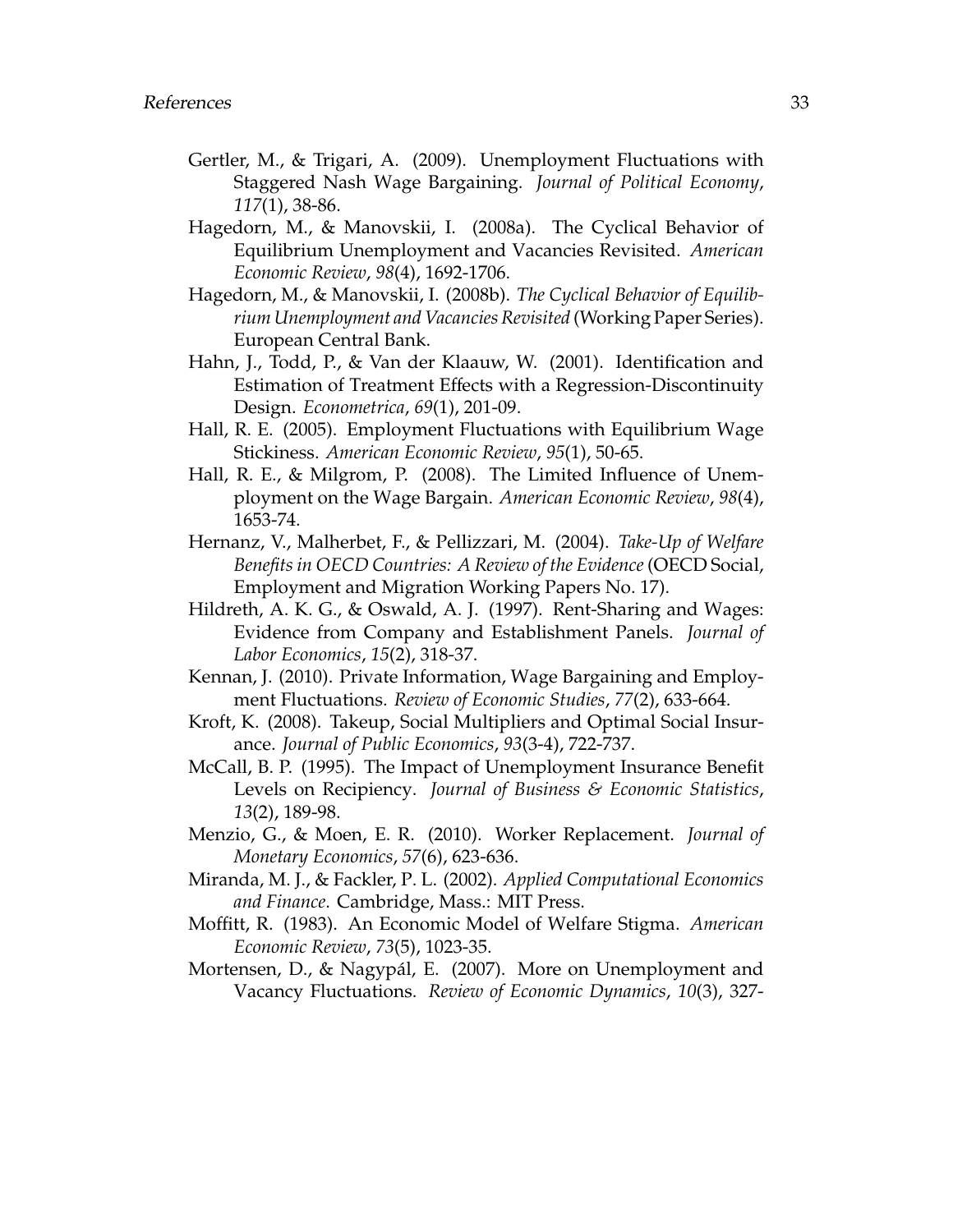Gertler, M., & Trigari, A. (2009). Unemployment Fluctuations with Staggered Nash Wage Bargaining. *Journal of Political Economy*, *117*(1), 38-86.

Hagedorn, M., & Manovskii, I. (2008a). The Cyclical Behavior of Equilibrium Unemployment and Vacancies Revisited. *American Economic Review*, *98*(4), 1692-1706.

Hagedorn, M., & Manovskii, I. (2008b). *The Cyclical Behavior of Equilibrium Unemployment and Vacancies Revisited* (Working Paper Series). European Central Bank.

Hahn, J., Todd, P., & Van der Klaauw, W. (2001). Identification and Estimation of Treatment Effects with a Regression-Discontinuity Design. *Econometrica*, *69*(1), 201-09.

Hall, R. E. (2005). Employment Fluctuations with Equilibrium Wage Stickiness. *American Economic Review*, *95*(1), 50-65.

Hall, R. E., & Milgrom, P. (2008). The Limited Influence of Unemployment on the Wage Bargain. *American Economic Review*, *98*(4), 1653-74.

Hernanz, V., Malherbet, F., & Pellizzari, M. (2004). *Take-Up of Welfare Benefits in OECD Countries: A Review of the Evidence* (OECD Social, Employment and Migration Working Papers No. 17).

Hildreth, A. K. G., & Oswald, A. J. (1997). Rent-Sharing and Wages: Evidence from Company and Establishment Panels. *Journal of Labor Economics*, *15*(2), 318-37.

Kennan, J. (2010). Private Information, Wage Bargaining and Employment Fluctuations. *Review of Economic Studies*, *77*(2), 633-664.

Kroft, K. (2008). Takeup, Social Multipliers and Optimal Social Insurance. *Journal of Public Economics*, *93*(3-4), 722-737.

McCall, B. P. (1995). The Impact of Unemployment Insurance Benefit Levels on Recipiency. *Journal of Business & Economic Statistics*, *13*(2), 189-98.

Menzio, G., & Moen, E. R. (2010). Worker Replacement. *Journal of Monetary Economics*, *57*(6), 623-636.

Miranda, M. J., & Fackler, P. L. (2002). *Applied Computational Economics and Finance*. Cambridge, Mass.: MIT Press.

Moffitt, R. (1983). An Economic Model of Welfare Stigma. *American Economic Review*, *73*(5), 1023-35.

Mortensen, D., & Nagypál, E. (2007). More on Unemployment and Vacancy Fluctuations. *Review of Economic Dynamics*, *10*(3), 327-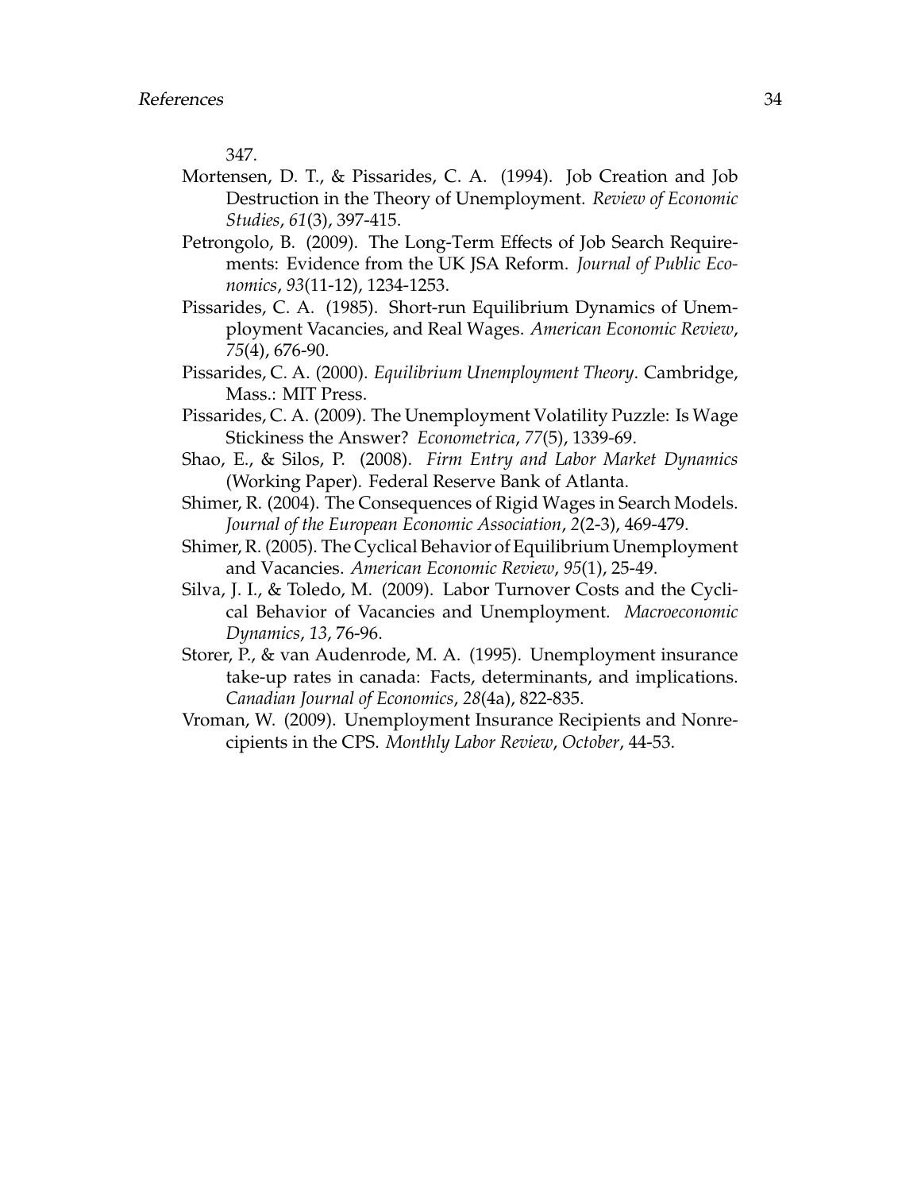347.

Mortensen, D. T., & Pissarides, C. A. (1994). Job Creation and Job Destruction in the Theory of Unemployment. *Review of Economic Studies*, *61*(3), 397-415.

Petrongolo, B. (2009). The Long-Term Effects of Job Search Requirements: Evidence from the UK JSA Reform. *Journal of Public Economics*, *93*(11-12), 1234-1253.

Pissarides, C. A. (1985). Short-run Equilibrium Dynamics of Unemployment Vacancies, and Real Wages. *American Economic Review*, *75*(4), 676-90.

Pissarides, C. A. (2000). *Equilibrium Unemployment Theory*. Cambridge, Mass.: MIT Press.

Pissarides, C. A. (2009). The Unemployment Volatility Puzzle: Is Wage Stickiness the Answer? *Econometrica*, *77*(5), 1339-69.

Shao, E., & Silos, P. (2008). *Firm Entry and Labor Market Dynamics* (Working Paper). Federal Reserve Bank of Atlanta.

Shimer, R. (2004). The Consequences of Rigid Wages in Search Models. *Journal of the European Economic Association*, *2*(2-3), 469-479.

Shimer, R. (2005). The Cyclical Behavior of Equilibrium Unemployment and Vacancies. *American Economic Review*, *95*(1), 25-49.

Silva, J. I., & Toledo, M. (2009). Labor Turnover Costs and the Cyclical Behavior of Vacancies and Unemployment. *Macroeconomic Dynamics*, *13*, 76-96.

Storer, P., & van Audenrode, M. A. (1995). Unemployment insurance take-up rates in canada: Facts, determinants, and implications. *Canadian Journal of Economics*, *28*(4a), 822-835.

Vroman, W. (2009). Unemployment Insurance Recipients and Nonrecipients in the CPS. *Monthly Labor Review*, *October*, 44-53.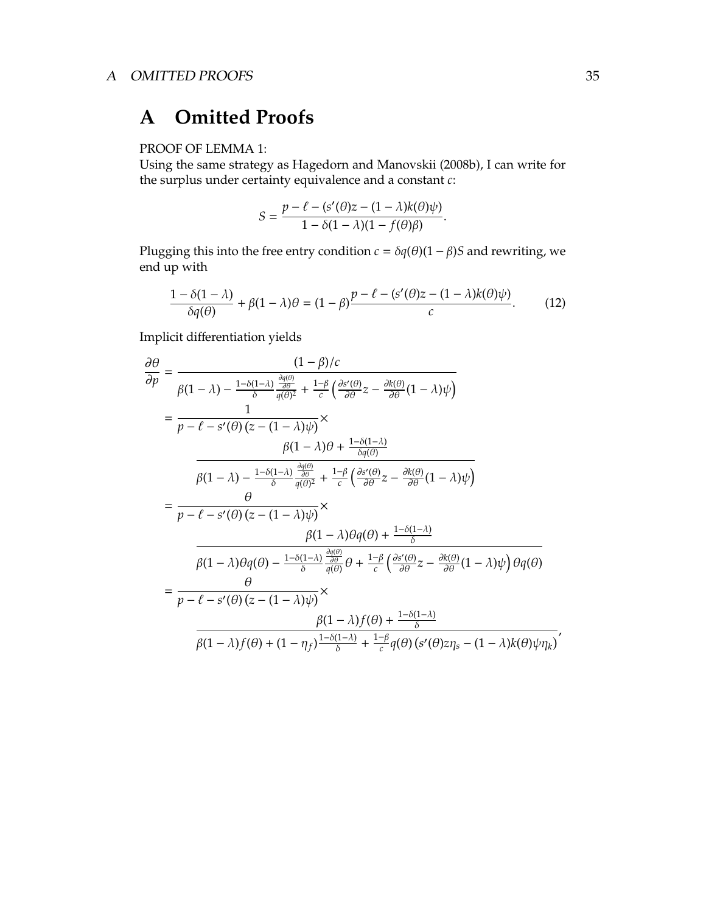# A Omitted Proofs

PROOF OF LEMMA 1:

Using the same strategy as Hagedorn and Manovskii (2008b), I can write for the surplus under certainty equivalence and a constant $c$:

$$S = \frac{p - \ell - (s'(\theta)z - (1-\lambda)k(\theta)\psi)}{1 - \delta(1-\lambda)(1 - f(\theta)\beta)}.$$

Plugging this into the free entry condition $c = \delta q(\theta)(1-\beta)S$ and rewriting, we end up with

$$\frac{1 - \delta(1-\lambda)}{\delta q(\theta)} + \beta(1-\lambda)\theta = (1-\beta)\frac{p - \ell - (s'(\theta)z - (1-\lambda)k(\theta)\psi)}{c}. \tag{12}$$

Implicit differentiation yields

$$\begin{aligned}
\frac{\partial \theta}{\partial p} &= \frac{(1-\beta)/c}{\beta(1-\lambda) - \frac{1-\delta(1-\lambda)}{\delta}\frac{\frac{\partial q(\theta)}{\partial \theta}}{q(\theta)^2} + \frac{1-\beta}{c}\left(\frac{\partial s'(\theta)}{\partial \theta}z - \frac{\partial k(\theta)}{\partial \theta}(1-\lambda)\psi\right)} \\
&= \frac{1}{p - \ell - s'(\theta)\left(z - (1-\lambda)\psi\right)} \times \\
&\qquad \frac{\beta(1-\lambda)\theta + \frac{1-\delta(1-\lambda)}{\delta q(\theta)}}{\beta(1-\lambda) - \frac{1-\delta(1-\lambda)}{\delta}\frac{\frac{\partial q(\theta)}{\partial \theta}}{q(\theta)^2} + \frac{1-\beta}{c}\left(\frac{\partial s'(\theta)}{\partial \theta}z - \frac{\partial k(\theta)}{\partial \theta}(1-\lambda)\psi\right)} \\
&= \frac{\theta}{p - \ell - s'(\theta)\left(z - (1-\lambda)\psi\right)} \times \\
&\qquad \frac{\beta(1-\lambda)\theta q(\theta) + \frac{1-\delta(1-\lambda)}{\delta}}{\beta(1-\lambda)\theta q(\theta) - \frac{1-\delta(1-\lambda)}{\delta}\frac{\frac{\partial q(\theta)}{\partial \theta}}{q(\theta)}\theta + \frac{1-\beta}{c}\left(\frac{\partial s'(\theta)}{\partial \theta}z - \frac{\partial k(\theta)}{\partial \theta}(1-\lambda)\psi\right)\theta q(\theta)} \\
&= \frac{\theta}{p - \ell - s'(\theta)\left(z - (1-\lambda)\psi\right)} \times \\
&\qquad \frac{\beta(1-\lambda)f(\theta) + \frac{1-\delta(1-\lambda)}{\delta}}{\beta(1-\lambda)f(\theta) + (1-\eta_f)\frac{1-\delta(1-\lambda)}{\delta} + \frac{1-\beta}{c}q(\theta)\left(s'(\theta)z\eta_s - (1-\lambda)k(\theta)\psi\eta_k\right)},
\end{aligned}$$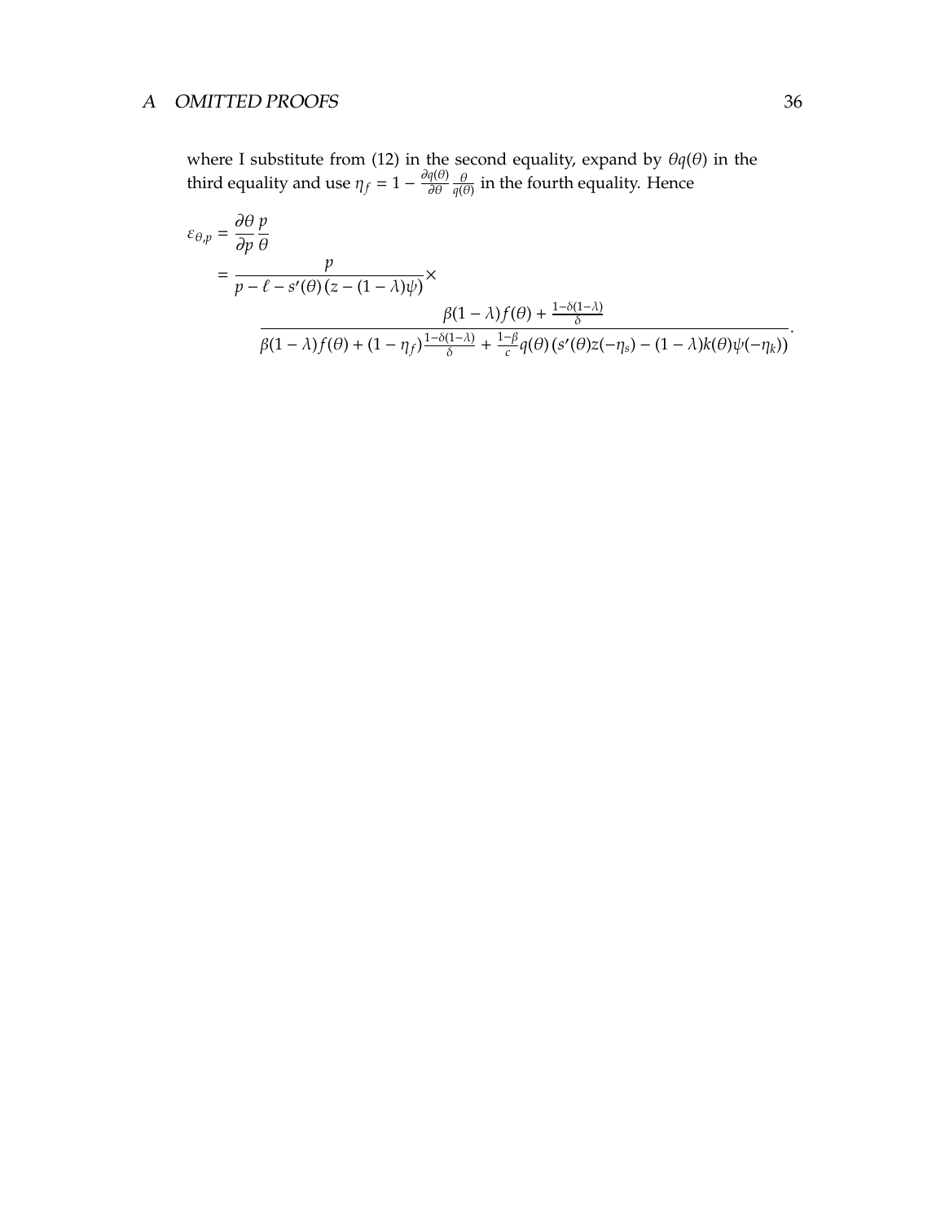where I substitute from (12) in the second equality, expand by $\theta q(\theta)$ in the third equality and use $\eta_f = 1 - \frac{\partial q(\theta)}{\partial \theta} \frac{\theta}{q(\theta)}$ in the fourth equality. Hence

$$
\begin{aligned}
\varepsilon_{\theta,p} &= \frac{\partial \theta}{\partial p} \frac{p}{\theta} \\
&= \frac{p}{p - \ell - s'(\theta)\left(z - (1-\lambda)\psi\right)} \times \\
&\qquad \frac{\beta(1-\lambda) f(\theta) + \frac{1-\delta(1-\lambda)}{\delta}}{\beta(1-\lambda) f(\theta) + (1-\eta_f)\frac{1-\delta(1-\lambda)}{\delta} + \frac{1-\beta}{c} q(\theta)\left(s'(\theta) z(-\eta_s) - (1-\lambda) k(\theta) \psi(-\eta_k)\right)}.
\end{aligned}
$$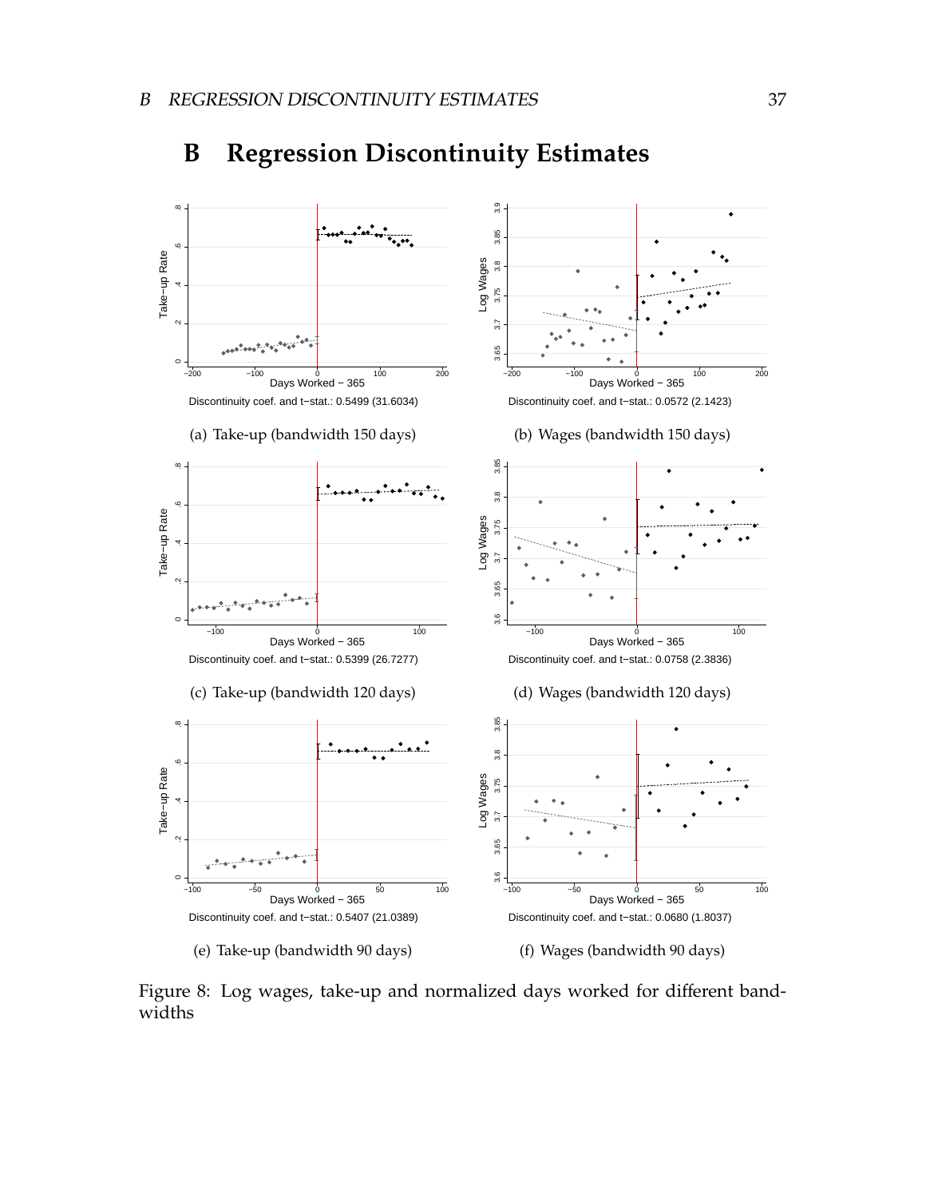# B Regression Discontinuity Estimates

Discontinuity coef. and t−stat.: 0.5499 (31.6034)

(a) Take-up (bandwidth 150 days)

Discontinuity coef. and t−stat.: 0.0572 (2.1423)

(b) Wages (bandwidth 150 days)

Discontinuity coef. and t−stat.: 0.5399 (26.7277)

(c) Take-up (bandwidth 120 days)

Discontinuity coef. and t−stat.: 0.0758 (2.3836)

(d) Wages (bandwidth 120 days)

Discontinuity coef. and t−stat.: 0.5407 (21.0389)

(e) Take-up (bandwidth 90 days)

Discontinuity coef. and t−stat.: 0.0680 (1.8037)

(f) Wages (bandwidth 90 days)

Figure 8: Log wages, take-up and normalized days worked for different bandwidths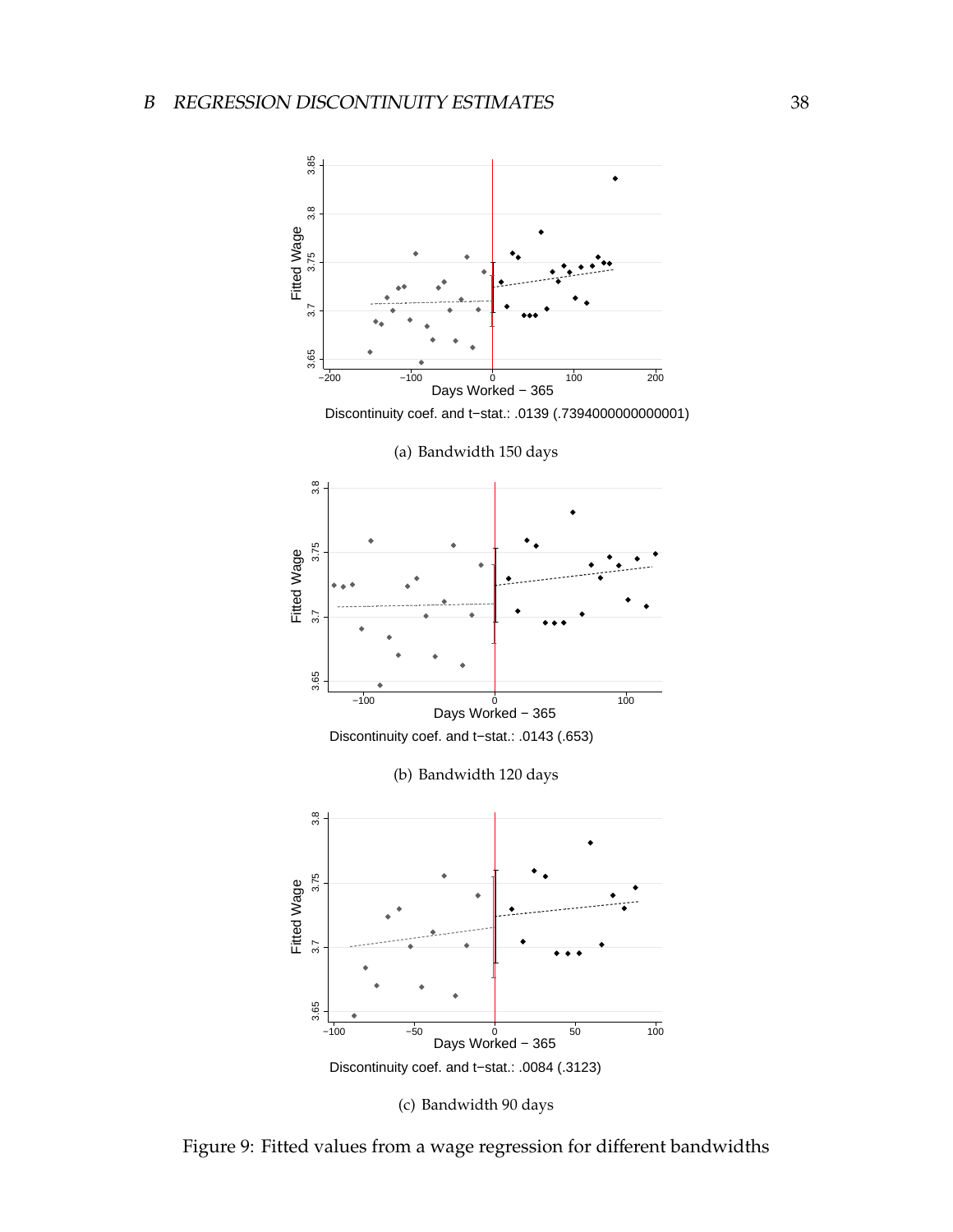Discontinuity coef. and t−stat.: .0139 (.7394000000000001)

(a) Bandwidth 150 days

Discontinuity coef. and t−stat.: .0143 (.653)

(b) Bandwidth 120 days

Discontinuity coef. and t−stat.: .0084 (.3123)

(c) Bandwidth 90 days

Figure 9: Fitted values from a wage regression for different bandwidths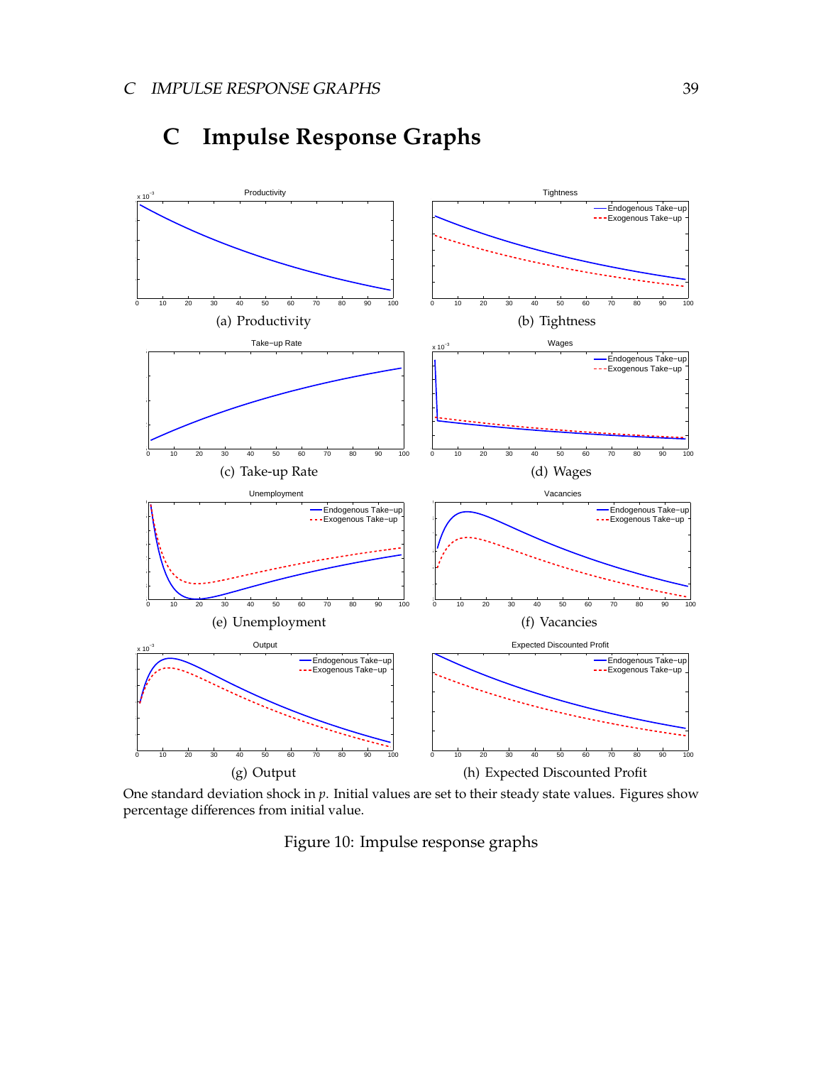# C Impulse Response Graphs

Productivity

x 10^-3

0 10 20 30 40 50 60 70 80 90 100

(a) Productivity

Tightness

Endogenous Take−up

Exogenous Take−up

0 10 20 30 40 50 60 70 80 90 100

(b) Tightness

Take−up Rate

0 10 20 30 40 50 60 70 80 90 100

(c) Take-up Rate

Wages

x 10^-3

Endogenous Take−up

Exogenous Take−up

0 10 20 30 40 50 60 70 80 90 100

(d) Wages

Unemployment

Endogenous Take−up

Exogenous Take−up

0 10 20 30 40 50 60 70 80 90 100

(e) Unemployment

Vacancies

Endogenous Take−up

Exogenous Take−up

0 10 20 30 40 50 60 70 80 90 100

(f) Vacancies

Output

x 10^-3

Endogenous Take−up

Exogenous Take−up

0 10 20 30 40 50 60 70 80 90 100

(g) Output

Expected Discounted Profit

Endogenous Take−up

Exogenous Take−up

0 10 20 30 40 50 60 70 80 90 100

(h) Expected Discounted Profit

One standard deviation shock in $p$. Initial values are set to their steady state values. Figures show percentage differences from initial value.

Figure 10: Impulse response graphs